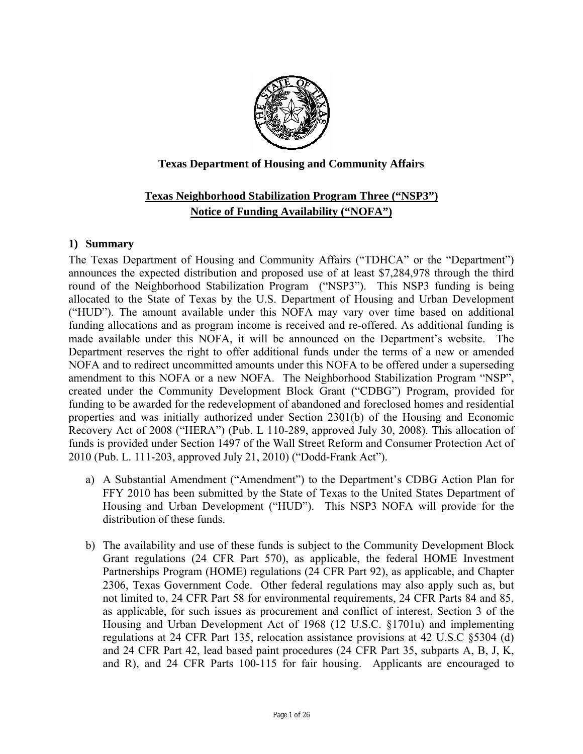**Texas Department of Housing and Community Affairs**

## Texas Neighborhood Stabilization Program Three ("NSP3") Notice of Funding Availability ("NOFA")

### 1) Summary

The Texas Department of Housing and Community Affairs ("TDHCA" or the "Department") announces the expected distribution and proposed use of at least $7,284,978 through the third round of the Neighborhood Stabilization Program ("NSP3"). This NSP3 funding is being allocated to the State of Texas by the U.S. Department of Housing and Urban Development ("HUD"). The amount available under this NOFA may vary over time based on additional funding allocations and as program income is received and re-offered. As additional funding is made available under this NOFA, it will be announced on the Department's website. The Department reserves the right to offer additional funds under the terms of a new or amended NOFA and to redirect uncommitted amounts under this NOFA to be offered under a superseding amendment to this NOFA or a new NOFA. The Neighborhood Stabilization Program "NSP", created under the Community Development Block Grant ("CDBG") Program, provided for funding to be awarded for the redevelopment of abandoned and foreclosed homes and residential properties and was initially authorized under Section 2301(b) of the Housing and Economic Recovery Act of 2008 ("HERA") (Pub. L 110-289, approved July 30, 2008). This allocation of funds is provided under Section 1497 of the Wall Street Reform and Consumer Protection Act of 2010 (Pub. L. 111-203, approved July 21, 2010) ("Dodd-Frank Act").

a) A Substantial Amendment ("Amendment") to the Department's CDBG Action Plan for FFY 2010 has been submitted by the State of Texas to the United States Department of Housing and Urban Development ("HUD"). This NSP3 NOFA will provide for the distribution of these funds.

b) The availability and use of these funds is subject to the Community Development Block Grant regulations (24 CFR Part 570), as applicable, the federal HOME Investment Partnerships Program (HOME) regulations (24 CFR Part 92), as applicable, and Chapter 2306, Texas Government Code. Other federal regulations may also apply such as, but not limited to, 24 CFR Part 58 for environmental requirements, 24 CFR Parts 84 and 85, as applicable, for such issues as procurement and conflict of interest, Section 3 of the Housing and Urban Development Act of 1968 (12 U.S.C. §1701u) and implementing regulations at 24 CFR Part 135, relocation assistance provisions at 42 U.S.C §5304 (d) and 24 CFR Part 42, lead based paint procedures (24 CFR Part 35, subparts A, B, J, K, and R), and 24 CFR Parts 100-115 for fair housing. Applicants are encouraged to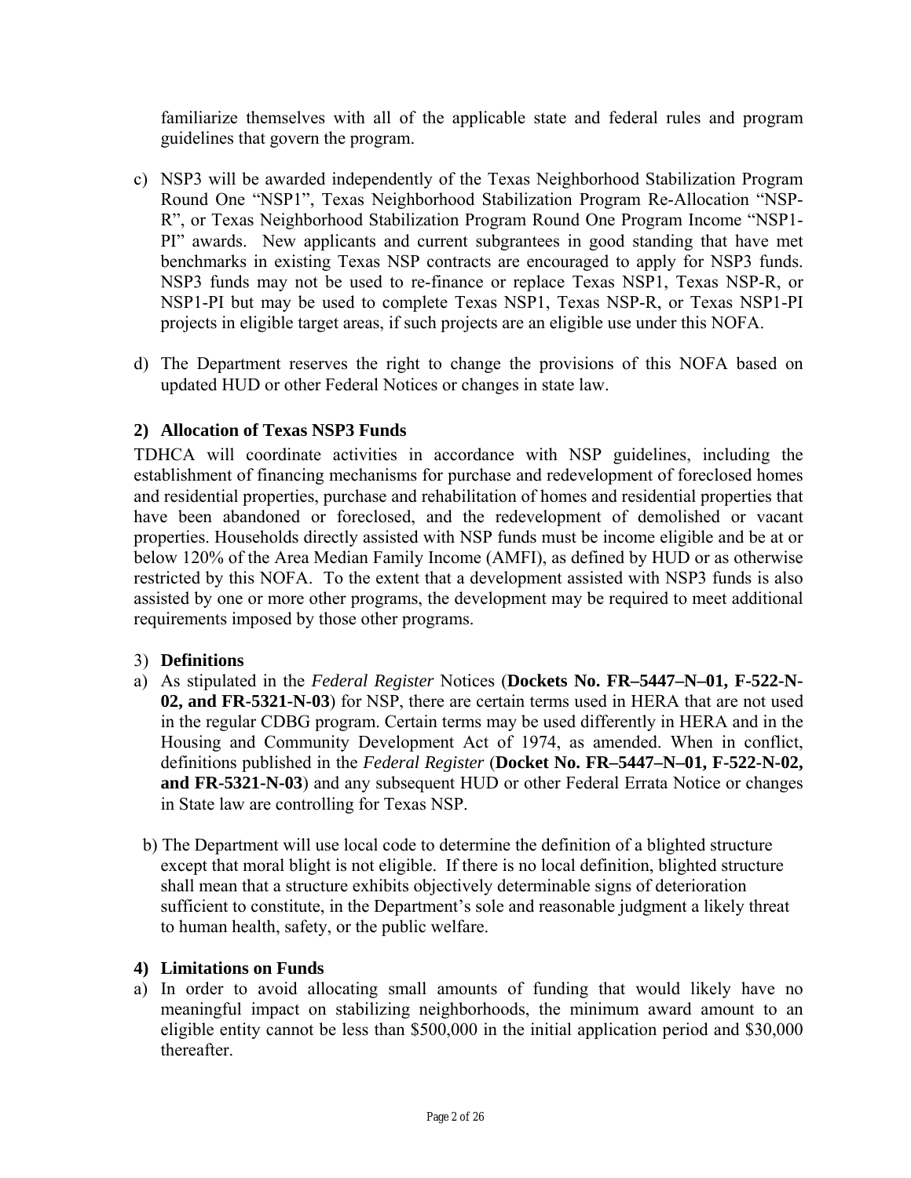familiarize themselves with all of the applicable state and federal rules and program guidelines that govern the program.

c) NSP3 will be awarded independently of the Texas Neighborhood Stabilization Program Round One "NSP1", Texas Neighborhood Stabilization Program Re-Allocation "NSP-R", or Texas Neighborhood Stabilization Program Round One Program Income "NSP1-PI" awards. New applicants and current subgrantees in good standing that have met benchmarks in existing Texas NSP contracts are encouraged to apply for NSP3 funds. NSP3 funds may not be used to re-finance or replace Texas NSP1, Texas NSP-R, or NSP1-PI but may be used to complete Texas NSP1, Texas NSP-R, or Texas NSP1-PI projects in eligible target areas, if such projects are an eligible use under this NOFA.

d) The Department reserves the right to change the provisions of this NOFA based on updated HUD or other Federal Notices or changes in state law.

**2) Allocation of Texas NSP3 Funds**

TDHCA will coordinate activities in accordance with NSP guidelines, including the establishment of financing mechanisms for purchase and redevelopment of foreclosed homes and residential properties, purchase and rehabilitation of homes and residential properties that have been abandoned or foreclosed, and the redevelopment of demolished or vacant properties. Households directly assisted with NSP funds must be income eligible and be at or below 120% of the Area Median Family Income (AMFI), as defined by HUD or as otherwise restricted by this NOFA. To the extent that a development assisted with NSP3 funds is also assisted by one or more other programs, the development may be required to meet additional requirements imposed by those other programs.

3) **Definitions**

a) As stipulated in the *Federal Register* Notices (**Dockets No. FR–5447–N–01, F-522-N-02, and FR-5321-N-03**) for NSP, there are certain terms used in HERA that are not used in the regular CDBG program. Certain terms may be used differently in HERA and in the Housing and Community Development Act of 1974, as amended. When in conflict, definitions published in the *Federal Register* (**Docket No. FR–5447–N–01, F-522-N-02, and FR-5321-N-03**) and any subsequent HUD or other Federal Errata Notice or changes in State law are controlling for Texas NSP.

b) The Department will use local code to determine the definition of a blighted structure except that moral blight is not eligible. If there is no local definition, blighted structure shall mean that a structure exhibits objectively determinable signs of deterioration sufficient to constitute, in the Department's sole and reasonable judgment a likely threat to human health, safety, or the public welfare.

**4) Limitations on Funds**

a) In order to avoid allocating small amounts of funding that would likely have no meaningful impact on stabilizing neighborhoods, the minimum award amount to an eligible entity cannot be less than $500,000 in the initial application period and $30,000 thereafter.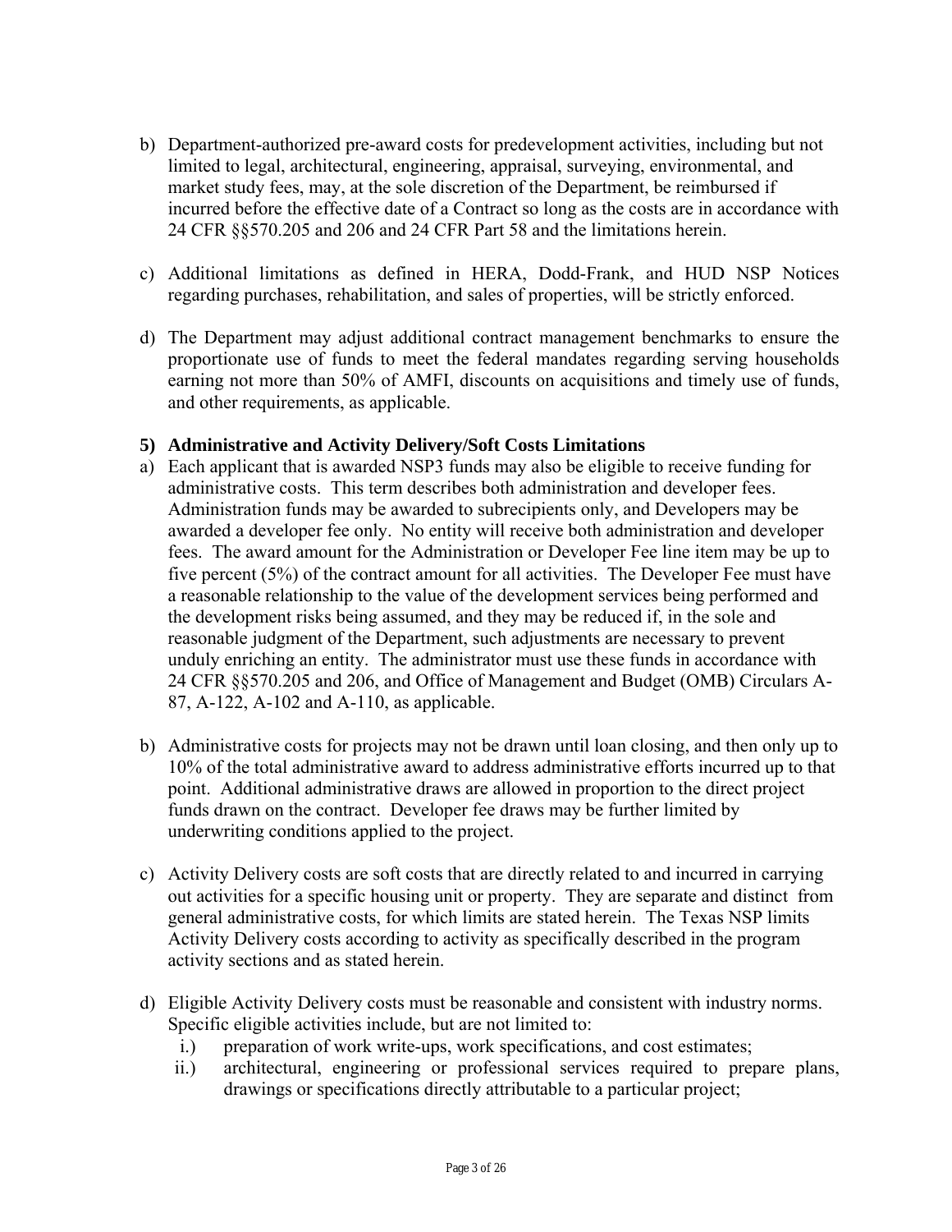b) Department-authorized pre-award costs for predevelopment activities, including but not limited to legal, architectural, engineering, appraisal, surveying, environmental, and market study fees, may, at the sole discretion of the Department, be reimbursed if incurred before the effective date of a Contract so long as the costs are in accordance with 24 CFR §§570.205 and 206 and 24 CFR Part 58 and the limitations herein.

c) Additional limitations as defined in HERA, Dodd-Frank, and HUD NSP Notices regarding purchases, rehabilitation, and sales of properties, will be strictly enforced.

d) The Department may adjust additional contract management benchmarks to ensure the proportionate use of funds to meet the federal mandates regarding serving households earning not more than 50% of AMFI, discounts on acquisitions and timely use of funds, and other requirements, as applicable.

**5) Administrative and Activity Delivery/Soft Costs Limitations**

a) Each applicant that is awarded NSP3 funds may also be eligible to receive funding for administrative costs. This term describes both administration and developer fees. Administration funds may be awarded to subrecipients only, and Developers may be awarded a developer fee only. No entity will receive both administration and developer fees. The award amount for the Administration or Developer Fee line item may be up to five percent (5%) of the contract amount for all activities. The Developer Fee must have a reasonable relationship to the value of the development services being performed and the development risks being assumed, and they may be reduced if, in the sole and reasonable judgment of the Department, such adjustments are necessary to prevent unduly enriching an entity. The administrator must use these funds in accordance with 24 CFR §§570.205 and 206, and Office of Management and Budget (OMB) Circulars A-87, A-122, A-102 and A-110, as applicable.

b) Administrative costs for projects may not be drawn until loan closing, and then only up to 10% of the total administrative award to address administrative efforts incurred up to that point. Additional administrative draws are allowed in proportion to the direct project funds drawn on the contract. Developer fee draws may be further limited by underwriting conditions applied to the project.

c) Activity Delivery costs are soft costs that are directly related to and incurred in carrying out activities for a specific housing unit or property. They are separate and distinct from general administrative costs, for which limits are stated herein. The Texas NSP limits Activity Delivery costs according to activity as specifically described in the program activity sections and as stated herein.

d) Eligible Activity Delivery costs must be reasonable and consistent with industry norms. Specific eligible activities include, but are not limited to:

   i.) preparation of work write-ups, work specifications, and cost estimates;
   
   ii.) architectural, engineering or professional services required to prepare plans, drawings or specifications directly attributable to a particular project;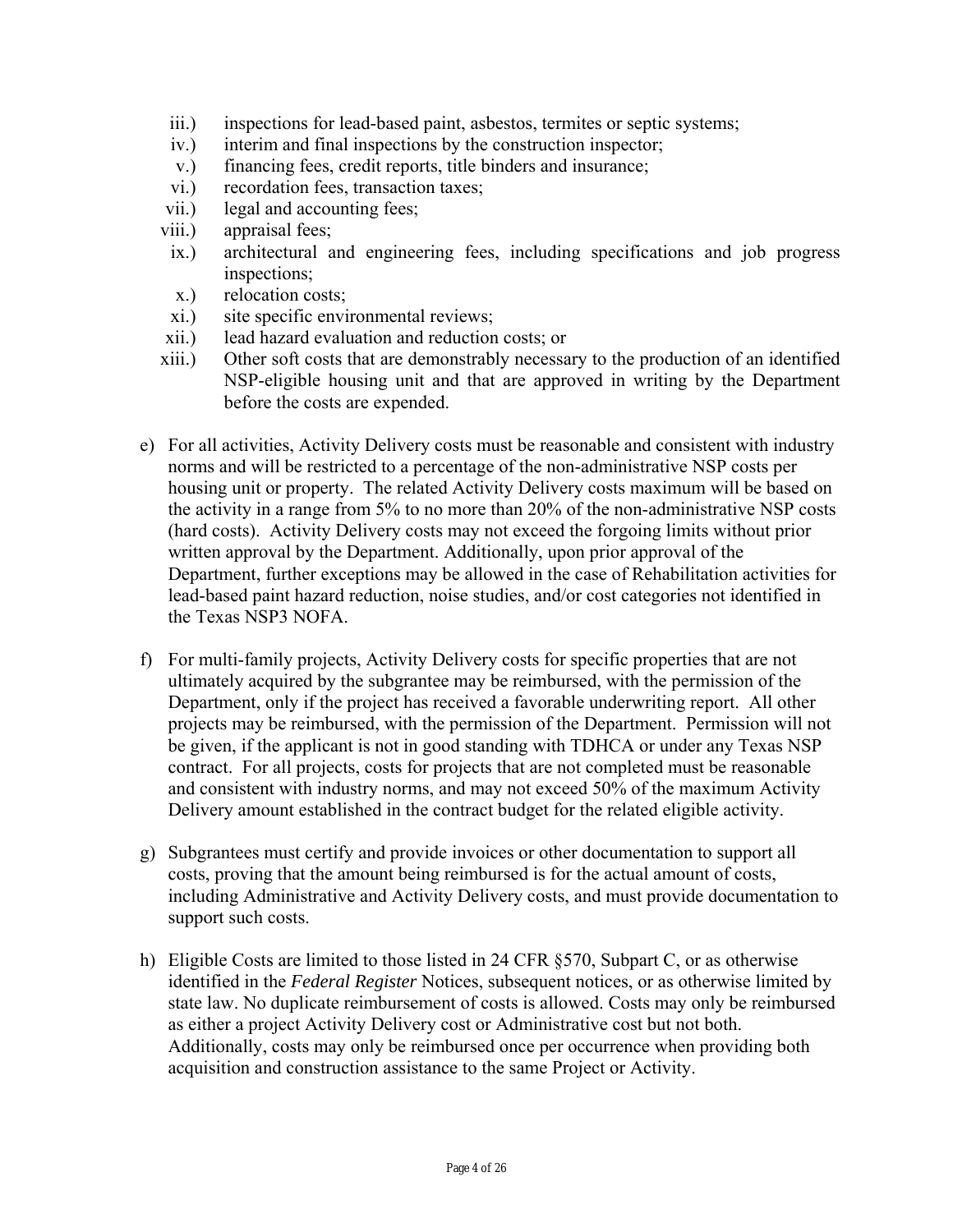iii.) inspections for lead-based paint, asbestos, termites or septic systems;
iv.) interim and final inspections by the construction inspector;
v.) financing fees, credit reports, title binders and insurance;
vi.) recordation fees, transaction taxes;
vii.) legal and accounting fees;
viii.) appraisal fees;
ix.) architectural and engineering fees, including specifications and job progress inspections;
x.) relocation costs;
xi.) site specific environmental reviews;
xii.) lead hazard evaluation and reduction costs; or
xiii.) Other soft costs that are demonstrably necessary to the production of an identified NSP-eligible housing unit and that are approved in writing by the Department before the costs are expended.

e) For all activities, Activity Delivery costs must be reasonable and consistent with industry norms and will be restricted to a percentage of the non-administrative NSP costs per housing unit or property. The related Activity Delivery costs maximum will be based on the activity in a range from 5% to no more than 20% of the non-administrative NSP costs (hard costs). Activity Delivery costs may not exceed the forgoing limits without prior written approval by the Department. Additionally, upon prior approval of the Department, further exceptions may be allowed in the case of Rehabilitation activities for lead-based paint hazard reduction, noise studies, and/or cost categories not identified in the Texas NSP3 NOFA.

f) For multi-family projects, Activity Delivery costs for specific properties that are not ultimately acquired by the subgrantee may be reimbursed, with the permission of the Department, only if the project has received a favorable underwriting report. All other projects may be reimbursed, with the permission of the Department. Permission will not be given, if the applicant is not in good standing with TDHCA or under any Texas NSP contract. For all projects, costs for projects that are not completed must be reasonable and consistent with industry norms, and may not exceed 50% of the maximum Activity Delivery amount established in the contract budget for the related eligible activity.

g) Subgrantees must certify and provide invoices or other documentation to support all costs, proving that the amount being reimbursed is for the actual amount of costs, including Administrative and Activity Delivery costs, and must provide documentation to support such costs.

h) Eligible Costs are limited to those listed in 24 CFR §570, Subpart C, or as otherwise identified in the *Federal Register* Notices, subsequent notices, or as otherwise limited by state law. No duplicate reimbursement of costs is allowed. Costs may only be reimbursed as either a project Activity Delivery cost or Administrative cost but not both. Additionally, costs may only be reimbursed once per occurrence when providing both acquisition and construction assistance to the same Project or Activity.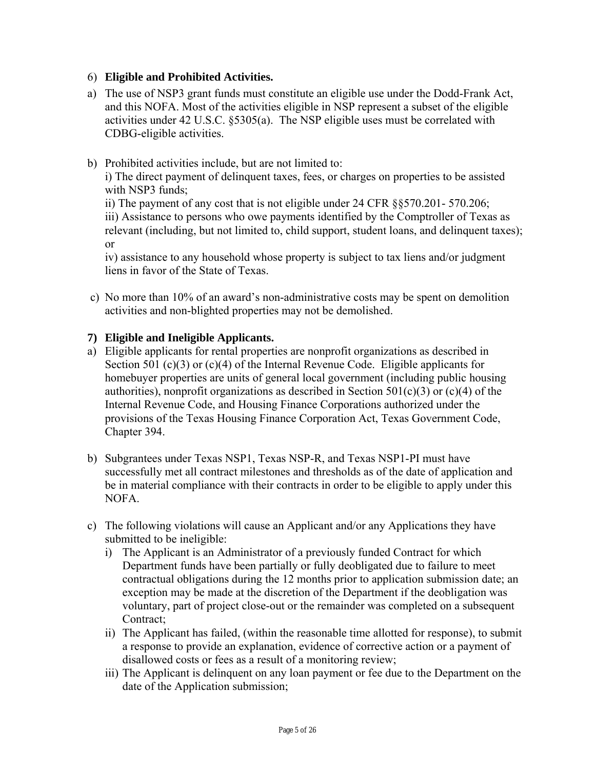6) **Eligible and Prohibited Activities.**

a) The use of NSP3 grant funds must constitute an eligible use under the Dodd-Frank Act, and this NOFA. Most of the activities eligible in NSP represent a subset of the eligible activities under 42 U.S.C. §5305(a). The NSP eligible uses must be correlated with CDBG-eligible activities.

b) Prohibited activities include, but are not limited to:
i) The direct payment of delinquent taxes, fees, or charges on properties to be assisted with NSP3 funds;
ii) The payment of any cost that is not eligible under 24 CFR §§570.201- 570.206;
iii) Assistance to persons who owe payments identified by the Comptroller of Texas as relevant (including, but not limited to, child support, student loans, and delinquent taxes); or
iv) assistance to any household whose property is subject to tax liens and/or judgment liens in favor of the State of Texas.

c) No more than 10% of an award's non-administrative costs may be spent on demolition activities and non-blighted properties may not be demolished.

**7) Eligible and Ineligible Applicants.**

a) Eligible applicants for rental properties are nonprofit organizations as described in Section 501 (c)(3) or (c)(4) of the Internal Revenue Code. Eligible applicants for homebuyer properties are units of general local government (including public housing authorities), nonprofit organizations as described in Section 501(c)(3) or (c)(4) of the Internal Revenue Code, and Housing Finance Corporations authorized under the provisions of the Texas Housing Finance Corporation Act, Texas Government Code, Chapter 394.

b) Subgrantees under Texas NSP1, Texas NSP-R, and Texas NSP1-PI must have successfully met all contract milestones and thresholds as of the date of application and be in material compliance with their contracts in order to be eligible to apply under this NOFA.

c) The following violations will cause an Applicant and/or any Applications they have submitted to be ineligible:
   i) The Applicant is an Administrator of a previously funded Contract for which Department funds have been partially or fully deobligated due to failure to meet contractual obligations during the 12 months prior to application submission date; an exception may be made at the discretion of the Department if the deobligation was voluntary, part of project close-out or the remainder was completed on a subsequent Contract;
   ii) The Applicant has failed, (within the reasonable time allotted for response), to submit a response to provide an explanation, evidence of corrective action or a payment of disallowed costs or fees as a result of a monitoring review;
   iii) The Applicant is delinquent on any loan payment or fee due to the Department on the date of the Application submission;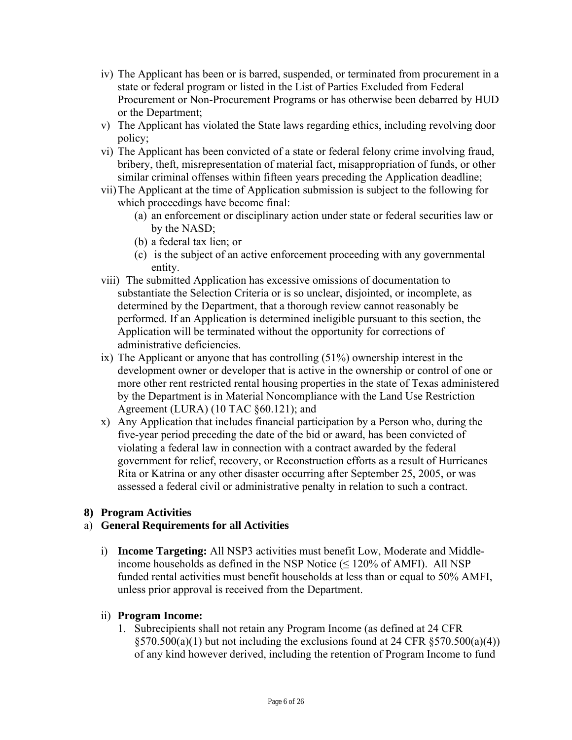iv) The Applicant has been or is barred, suspended, or terminated from procurement in a state or federal program or listed in the List of Parties Excluded from Federal Procurement or Non-Procurement Programs or has otherwise been debarred by HUD or the Department;

v) The Applicant has violated the State laws regarding ethics, including revolving door policy;

vi) The Applicant has been convicted of a state or federal felony crime involving fraud, bribery, theft, misrepresentation of material fact, misappropriation of funds, or other similar criminal offenses within fifteen years preceding the Application deadline;

vii) The Applicant at the time of Application submission is subject to the following for which proceedings have become final:

   (a) an enforcement or disciplinary action under state or federal securities law or by the NASD;

   (b) a federal tax lien; or

   (c) is the subject of an active enforcement proceeding with any governmental entity.

viii) The submitted Application has excessive omissions of documentation to substantiate the Selection Criteria or is so unclear, disjointed, or incomplete, as determined by the Department, that a thorough review cannot reasonably be performed. If an Application is determined ineligible pursuant to this section, the Application will be terminated without the opportunity for corrections of administrative deficiencies.

ix) The Applicant or anyone that has controlling (51%) ownership interest in the development owner or developer that is active in the ownership or control of one or more other rent restricted rental housing properties in the state of Texas administered by the Department is in Material Noncompliance with the Land Use Restriction Agreement (LURA) (10 TAC §60.121); and

x) Any Application that includes financial participation by a Person who, during the five-year period preceding the date of the bid or award, has been convicted of violating a federal law in connection with a contract awarded by the federal government for relief, recovery, or Reconstruction efforts as a result of Hurricanes Rita or Katrina or any other disaster occurring after September 25, 2005, or was assessed a federal civil or administrative penalty in relation to such a contract.

## 8) Program Activities

### a) General Requirements for all Activities

i) **Income Targeting:** All NSP3 activities must benefit Low, Moderate and Middle-income households as defined in the NSP Notice (≤ 120% of AMFI). All NSP funded rental activities must benefit households at less than or equal to 50% AMFI, unless prior approval is received from the Department.

ii) **Program Income:**

1. Subrecipients shall not retain any Program Income (as defined at 24 CFR §570.500(a)(1) but not including the exclusions found at 24 CFR §570.500(a)(4)) of any kind however derived, including the retention of Program Income to fund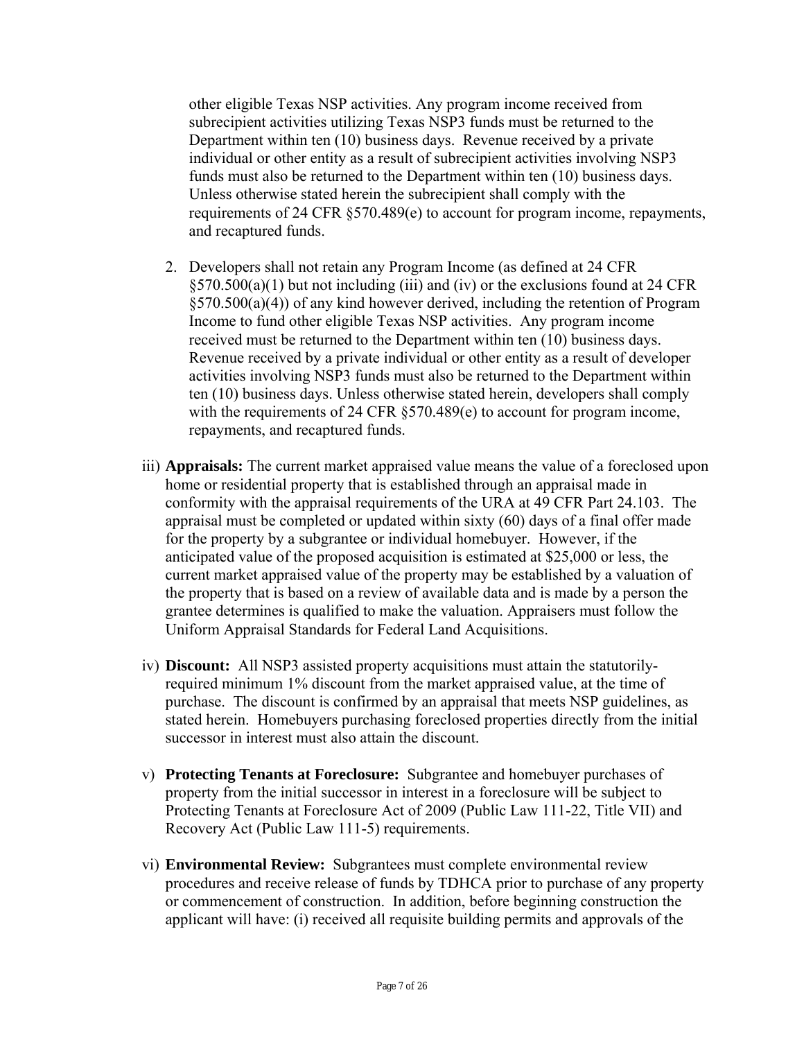other eligible Texas NSP activities. Any program income received from subrecipient activities utilizing Texas NSP3 funds must be returned to the Department within ten (10) business days. Revenue received by a private individual or other entity as a result of subrecipient activities involving NSP3 funds must also be returned to the Department within ten (10) business days. Unless otherwise stated herein the subrecipient shall comply with the requirements of 24 CFR §570.489(e) to account for program income, repayments, and recaptured funds.

2. Developers shall not retain any Program Income (as defined at 24 CFR §570.500(a)(1) but not including (iii) and (iv) or the exclusions found at 24 CFR §570.500(a)(4)) of any kind however derived, including the retention of Program Income to fund other eligible Texas NSP activities. Any program income received must be returned to the Department within ten (10) business days. Revenue received by a private individual or other entity as a result of developer activities involving NSP3 funds must also be returned to the Department within ten (10) business days. Unless otherwise stated herein, developers shall comply with the requirements of 24 CFR §570.489(e) to account for program income, repayments, and recaptured funds.

iii) **Appraisals:** The current market appraised value means the value of a foreclosed upon home or residential property that is established through an appraisal made in conformity with the appraisal requirements of the URA at 49 CFR Part 24.103. The appraisal must be completed or updated within sixty (60) days of a final offer made for the property by a subgrantee or individual homebuyer. However, if the anticipated value of the proposed acquisition is estimated at $25,000 or less, the current market appraised value of the property may be established by a valuation of the property that is based on a review of available data and is made by a person the grantee determines is qualified to make the valuation. Appraisers must follow the Uniform Appraisal Standards for Federal Land Acquisitions.

iv) **Discount:** All NSP3 assisted property acquisitions must attain the statutorily-required minimum 1% discount from the market appraised value, at the time of purchase. The discount is confirmed by an appraisal that meets NSP guidelines, as stated herein. Homebuyers purchasing foreclosed properties directly from the initial successor in interest must also attain the discount.

v) **Protecting Tenants at Foreclosure:** Subgrantee and homebuyer purchases of property from the initial successor in interest in a foreclosure will be subject to Protecting Tenants at Foreclosure Act of 2009 (Public Law 111-22, Title VII) and Recovery Act (Public Law 111-5) requirements.

vi) **Environmental Review:** Subgrantees must complete environmental review procedures and receive release of funds by TDHCA prior to purchase of any property or commencement of construction. In addition, before beginning construction the applicant will have: (i) received all requisite building permits and approvals of the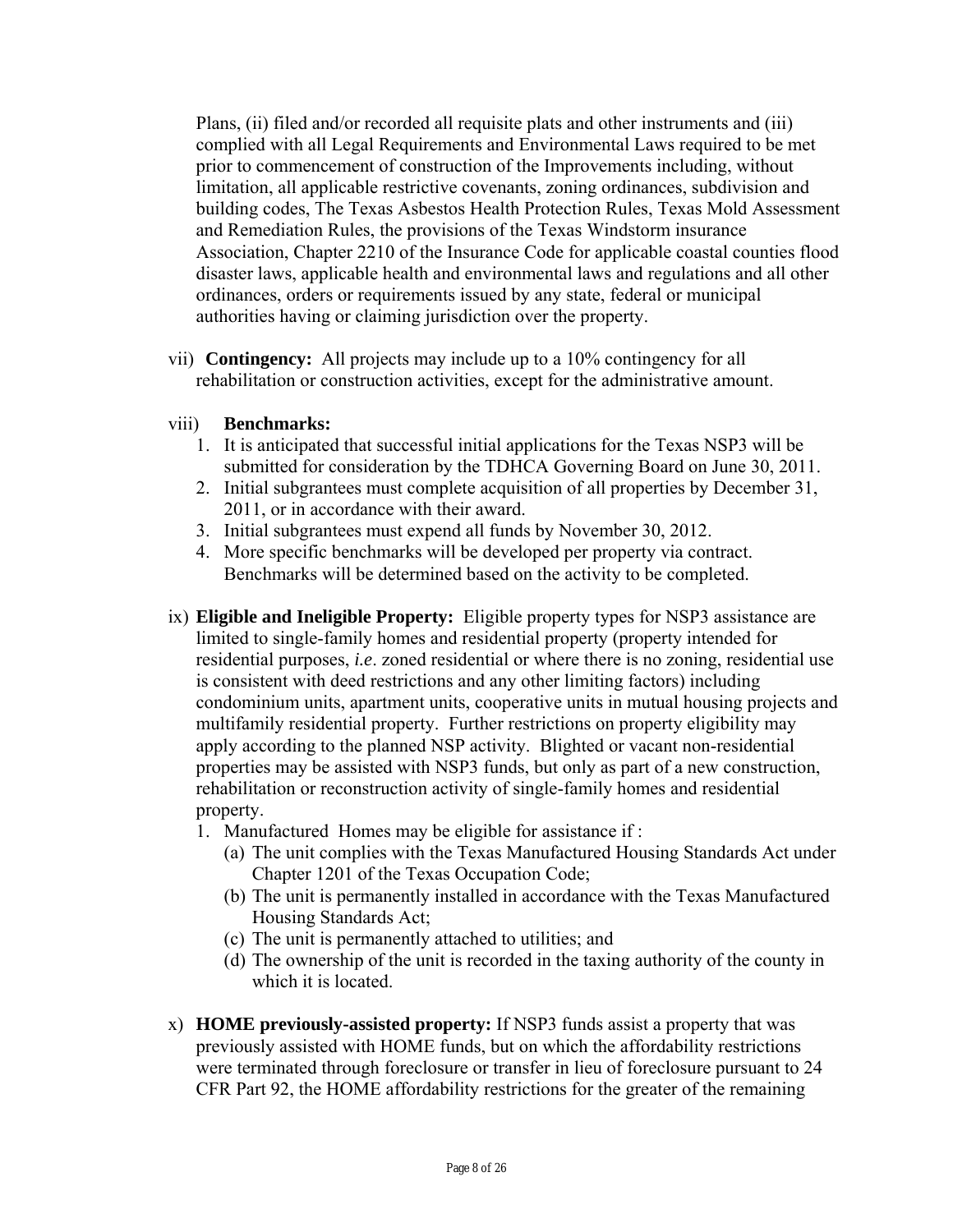Plans, (ii) filed and/or recorded all requisite plats and other instruments and (iii) complied with all Legal Requirements and Environmental Laws required to be met prior to commencement of construction of the Improvements including, without limitation, all applicable restrictive covenants, zoning ordinances, subdivision and building codes, The Texas Asbestos Health Protection Rules, Texas Mold Assessment and Remediation Rules, the provisions of the Texas Windstorm insurance Association, Chapter 2210 of the Insurance Code for applicable coastal counties flood disaster laws, applicable health and environmental laws and regulations and all other ordinances, orders or requirements issued by any state, federal or municipal authorities having or claiming jurisdiction over the property.

vii) **Contingency:** All projects may include up to a 10% contingency for all rehabilitation or construction activities, except for the administrative amount.

viii) **Benchmarks:**

1. It is anticipated that successful initial applications for the Texas NSP3 will be submitted for consideration by the TDHCA Governing Board on June 30, 2011.
2. Initial subgrantees must complete acquisition of all properties by December 31, 2011, or in accordance with their award.
3. Initial subgrantees must expend all funds by November 30, 2012.
4. More specific benchmarks will be developed per property via contract. Benchmarks will be determined based on the activity to be completed.

ix) **Eligible and Ineligible Property:** Eligible property types for NSP3 assistance are limited to single-family homes and residential property (property intended for residential purposes, *i.e*. zoned residential or where there is no zoning, residential use is consistent with deed restrictions and any other limiting factors) including condominium units, apartment units, cooperative units in mutual housing projects and multifamily residential property. Further restrictions on property eligibility may apply according to the planned NSP activity. Blighted or vacant non-residential properties may be assisted with NSP3 funds, but only as part of a new construction, rehabilitation or reconstruction activity of single-family homes and residential property.

1. Manufactured Homes may be eligible for assistance if :
   (a) The unit complies with the Texas Manufactured Housing Standards Act under Chapter 1201 of the Texas Occupation Code;
   (b) The unit is permanently installed in accordance with the Texas Manufactured Housing Standards Act;
   (c) The unit is permanently attached to utilities; and
   (d) The ownership of the unit is recorded in the taxing authority of the county in which it is located.

x) **HOME previously-assisted property:** If NSP3 funds assist a property that was previously assisted with HOME funds, but on which the affordability restrictions were terminated through foreclosure or transfer in lieu of foreclosure pursuant to 24 CFR Part 92, the HOME affordability restrictions for the greater of the remaining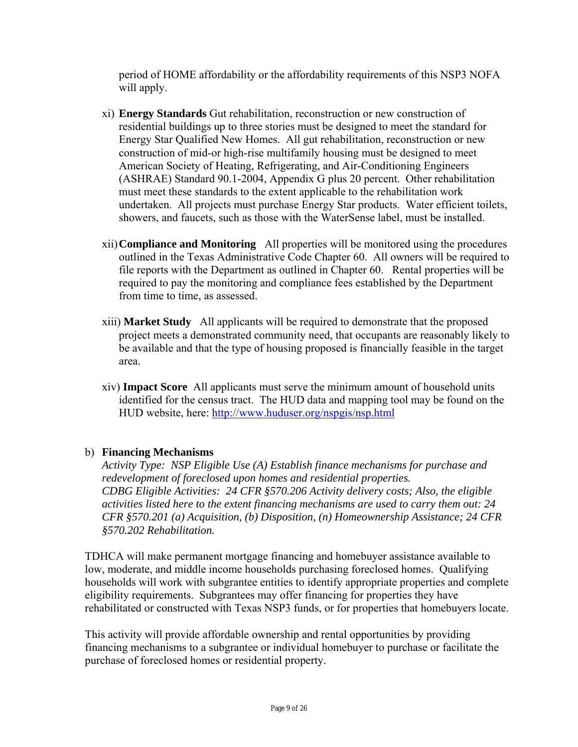period of HOME affordability or the affordability requirements of this NSP3 NOFA will apply.

xi) **Energy Standards** Gut rehabilitation, reconstruction or new construction of residential buildings up to three stories must be designed to meet the standard for Energy Star Qualified New Homes. All gut rehabilitation, reconstruction or new construction of mid-or high-rise multifamily housing must be designed to meet American Society of Heating, Refrigerating, and Air-Conditioning Engineers (ASHRAE) Standard 90.1-2004, Appendix G plus 20 percent. Other rehabilitation must meet these standards to the extent applicable to the rehabilitation work undertaken. All projects must purchase Energy Star products. Water efficient toilets, showers, and faucets, such as those with the WaterSense label, must be installed.

xii) **Compliance and Monitoring** All properties will be monitored using the procedures outlined in the Texas Administrative Code Chapter 60. All owners will be required to file reports with the Department as outlined in Chapter 60. Rental properties will be required to pay the monitoring and compliance fees established by the Department from time to time, as assessed.

xiii) **Market Study** All applicants will be required to demonstrate that the proposed project meets a demonstrated community need, that occupants are reasonably likely to be available and that the type of housing proposed is financially feasible in the target area.

xiv) **Impact Score** All applicants must serve the minimum amount of household units identified for the census tract. The HUD data and mapping tool may be found on the HUD website, here: http://www.huduser.org/nspgis/nsp.html

b) **Financing Mechanisms**
*Activity Type: NSP Eligible Use (A) Establish finance mechanisms for purchase and redevelopment of foreclosed upon homes and residential properties.*
*CDBG Eligible Activities: 24 CFR §570.206 Activity delivery costs; Also, the eligible activities listed here to the extent financing mechanisms are used to carry them out: 24 CFR §570.201 (a) Acquisition, (b) Disposition, (n) Homeownership Assistance; 24 CFR §570.202 Rehabilitation.*

TDHCA will make permanent mortgage financing and homebuyer assistance available to low, moderate, and middle income households purchasing foreclosed homes. Qualifying households will work with subgrantee entities to identify appropriate properties and complete eligibility requirements. Subgrantees may offer financing for properties they have rehabilitated or constructed with Texas NSP3 funds, or for properties that homebuyers locate.

This activity will provide affordable ownership and rental opportunities by providing financing mechanisms to a subgrantee or individual homebuyer to purchase or facilitate the purchase of foreclosed homes or residential property.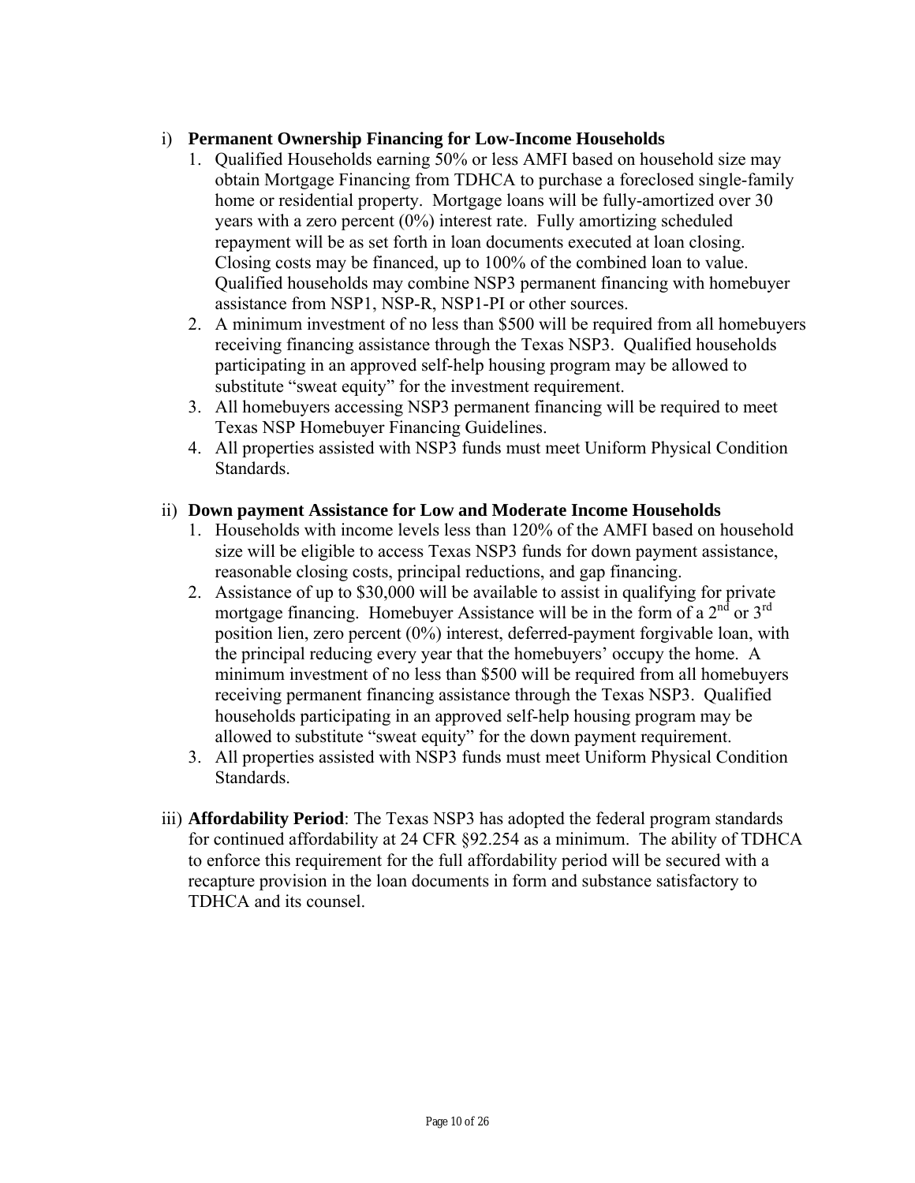i) **Permanent Ownership Financing for Low-Income Households**

1. Qualified Households earning 50% or less AMFI based on household size may obtain Mortgage Financing from TDHCA to purchase a foreclosed single-family home or residential property. Mortgage loans will be fully-amortized over 30 years with a zero percent (0%) interest rate. Fully amortizing scheduled repayment will be as set forth in loan documents executed at loan closing. Closing costs may be financed, up to 100% of the combined loan to value. Qualified households may combine NSP3 permanent financing with homebuyer assistance from NSP1, NSP-R, NSP1-PI or other sources.
2. A minimum investment of no less than $500 will be required from all homebuyers receiving financing assistance through the Texas NSP3. Qualified households participating in an approved self-help housing program may be allowed to substitute "sweat equity" for the investment requirement.
3. All homebuyers accessing NSP3 permanent financing will be required to meet Texas NSP Homebuyer Financing Guidelines.
4. All properties assisted with NSP3 funds must meet Uniform Physical Condition Standards.

ii) **Down payment Assistance for Low and Moderate Income Households**

1. Households with income levels less than 120% of the AMFI based on household size will be eligible to access Texas NSP3 funds for down payment assistance, reasonable closing costs, principal reductions, and gap financing.
2. Assistance of up to $30,000 will be available to assist in qualifying for private mortgage financing. Homebuyer Assistance will be in the form of a 2nd or 3rd position lien, zero percent (0%) interest, deferred-payment forgivable loan, with the principal reducing every year that the homebuyers' occupy the home. A minimum investment of no less than $500 will be required from all homebuyers receiving permanent financing assistance through the Texas NSP3. Qualified households participating in an approved self-help housing program may be allowed to substitute "sweat equity" for the down payment requirement.
3. All properties assisted with NSP3 funds must meet Uniform Physical Condition Standards.

iii) **Affordability Period**: The Texas NSP3 has adopted the federal program standards for continued affordability at 24 CFR §92.254 as a minimum. The ability of TDHCA to enforce this requirement for the full affordability period will be secured with a recapture provision in the loan documents in form and substance satisfactory to TDHCA and its counsel.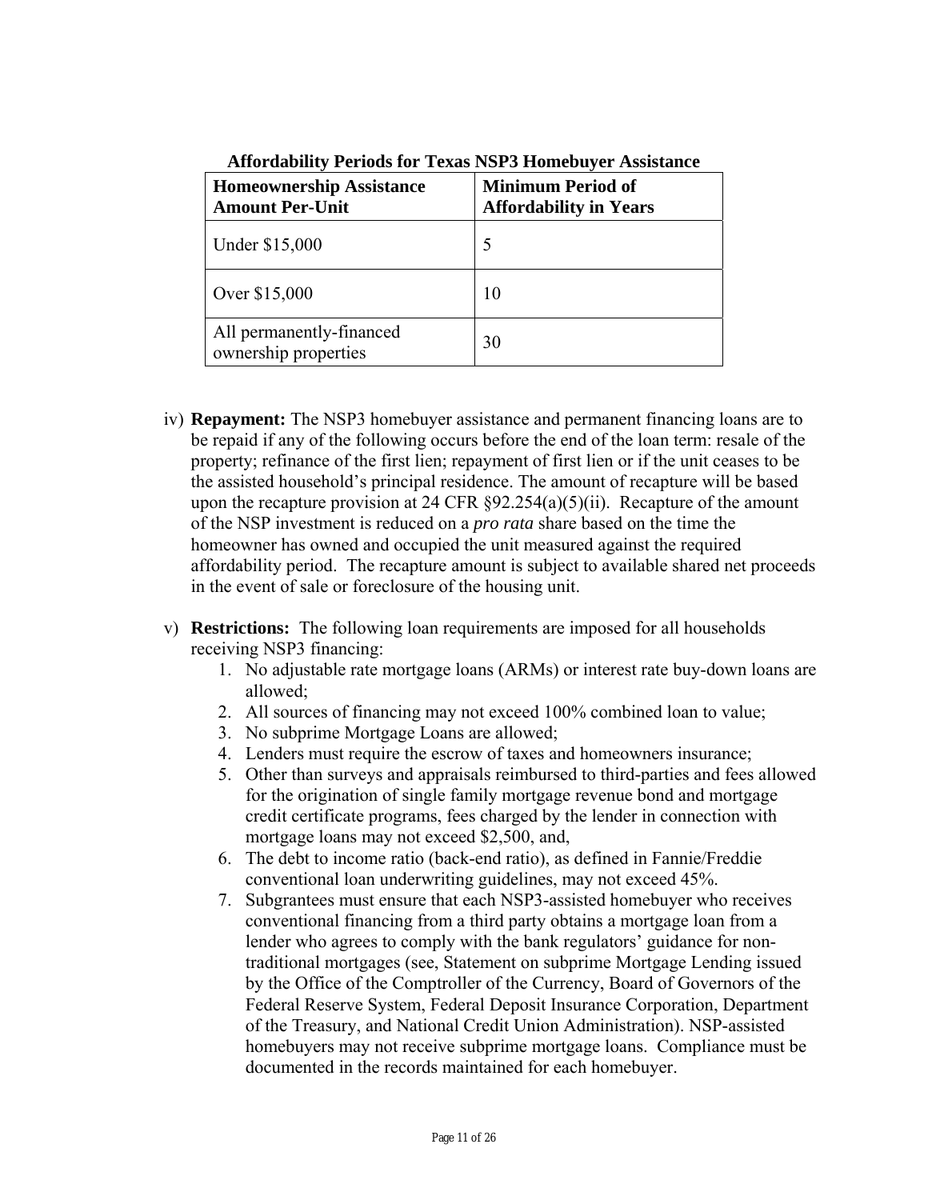**Affordability Periods for Texas NSP3 Homebuyer Assistance**

| Homeownership Assistance Amount Per-Unit | Minimum Period of Affordability in Years |
|---|---|
| Under $15,000 | 5 |
| Over $15,000 | 10 |
| All permanently-financed ownership properties | 30 |

iv) **Repayment:** The NSP3 homebuyer assistance and permanent financing loans are to be repaid if any of the following occurs before the end of the loan term: resale of the property; refinance of the first lien; repayment of first lien or if the unit ceases to be the assisted household's principal residence. The amount of recapture will be based upon the recapture provision at 24 CFR §92.254(a)(5)(ii). Recapture of the amount of the NSP investment is reduced on a *pro rata* share based on the time the homeowner has owned and occupied the unit measured against the required affordability period. The recapture amount is subject to available shared net proceeds in the event of sale or foreclosure of the housing unit.

v) **Restrictions:** The following loan requirements are imposed for all households receiving NSP3 financing:

1. No adjustable rate mortgage loans (ARMs) or interest rate buy-down loans are allowed;
2. All sources of financing may not exceed 100% combined loan to value;
3. No subprime Mortgage Loans are allowed;
4. Lenders must require the escrow of taxes and homeowners insurance;
5. Other than surveys and appraisals reimbursed to third-parties and fees allowed for the origination of single family mortgage revenue bond and mortgage credit certificate programs, fees charged by the lender in connection with mortgage loans may not exceed $2,500, and,
6. The debt to income ratio (back-end ratio), as defined in Fannie/Freddie conventional loan underwriting guidelines, may not exceed 45%.
7. Subgrantees must ensure that each NSP3-assisted homebuyer who receives conventional financing from a third party obtains a mortgage loan from a lender who agrees to comply with the bank regulators' guidance for non-traditional mortgages (see, Statement on subprime Mortgage Lending issued by the Office of the Comptroller of the Currency, Board of Governors of the Federal Reserve System, Federal Deposit Insurance Corporation, Department of the Treasury, and National Credit Union Administration). NSP-assisted homebuyers may not receive subprime mortgage loans. Compliance must be documented in the records maintained for each homebuyer.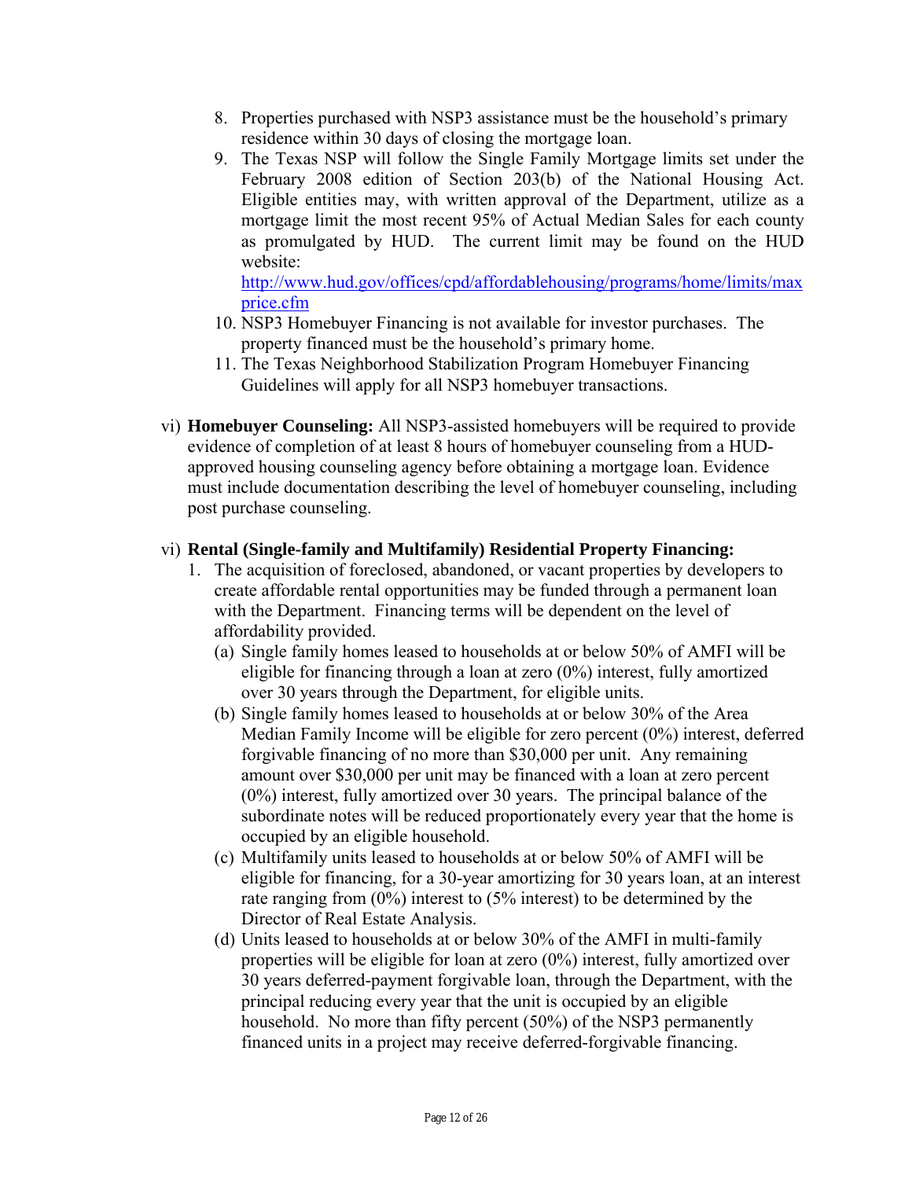8. Properties purchased with NSP3 assistance must be the household's primary residence within 30 days of closing the mortgage loan.
9. The Texas NSP will follow the Single Family Mortgage limits set under the February 2008 edition of Section 203(b) of the National Housing Act. Eligible entities may, with written approval of the Department, utilize as a mortgage limit the most recent 95% of Actual Median Sales for each county as promulgated by HUD. The current limit may be found on the HUD website: [http://www.hud.gov/offices/cpd/affordablehousing/programs/home/limits/maxprice.cfm](http://www.hud.gov/offices/cpd/affordablehousing/programs/home/limits/maxprice.cfm)
10. NSP3 Homebuyer Financing is not available for investor purchases. The property financed must be the household's primary home.
11. The Texas Neighborhood Stabilization Program Homebuyer Financing Guidelines will apply for all NSP3 homebuyer transactions.

vi) **Homebuyer Counseling:** All NSP3-assisted homebuyers will be required to provide evidence of completion of at least 8 hours of homebuyer counseling from a HUD-approved housing counseling agency before obtaining a mortgage loan. Evidence must include documentation describing the level of homebuyer counseling, including post purchase counseling.

vi) **Rental (Single-family and Multifamily) Residential Property Financing:**

1. The acquisition of foreclosed, abandoned, or vacant properties by developers to create affordable rental opportunities may be funded through a permanent loan with the Department. Financing terms will be dependent on the level of affordability provided.
   (a) Single family homes leased to households at or below 50% of AMFI will be eligible for financing through a loan at zero (0%) interest, fully amortized over 30 years through the Department, for eligible units.
   (b) Single family homes leased to households at or below 30% of the Area Median Family Income will be eligible for zero percent (0%) interest, deferred forgivable financing of no more than $30,000 per unit. Any remaining amount over $30,000 per unit may be financed with a loan at zero percent (0%) interest, fully amortized over 30 years. The principal balance of the subordinate notes will be reduced proportionately every year that the home is occupied by an eligible household.
   (c) Multifamily units leased to households at or below 50% of AMFI will be eligible for financing, for a 30-year amortizing for 30 years loan, at an interest rate ranging from (0%) interest to (5% interest) to be determined by the Director of Real Estate Analysis.
   (d) Units leased to households at or below 30% of the AMFI in multi-family properties will be eligible for loan at zero (0%) interest, fully amortized over 30 years deferred-payment forgivable loan, through the Department, with the principal reducing every year that the unit is occupied by an eligible household. No more than fifty percent (50%) of the NSP3 permanently financed units in a project may receive deferred-forgivable financing.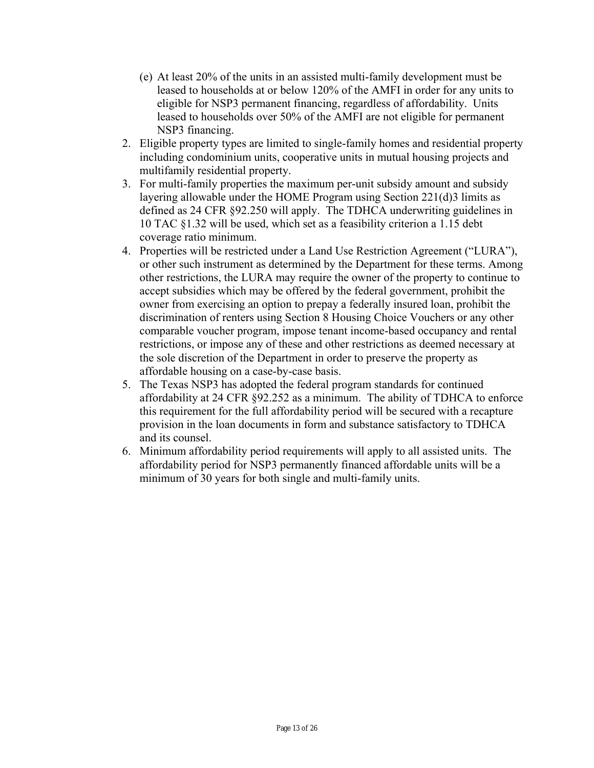(e) At least 20% of the units in an assisted multi-family development must be leased to households at or below 120% of the AMFI in order for any units to eligible for NSP3 permanent financing, regardless of affordability. Units leased to households over 50% of the AMFI are not eligible for permanent NSP3 financing.

2. Eligible property types are limited to single-family homes and residential property including condominium units, cooperative units in mutual housing projects and multifamily residential property.
3. For multi-family properties the maximum per-unit subsidy amount and subsidy layering allowable under the HOME Program using Section 221(d)3 limits as defined as 24 CFR §92.250 will apply. The TDHCA underwriting guidelines in 10 TAC §1.32 will be used, which set as a feasibility criterion a 1.15 debt coverage ratio minimum.
4. Properties will be restricted under a Land Use Restriction Agreement ("LURA"), or other such instrument as determined by the Department for these terms. Among other restrictions, the LURA may require the owner of the property to continue to accept subsidies which may be offered by the federal government, prohibit the owner from exercising an option to prepay a federally insured loan, prohibit the discrimination of renters using Section 8 Housing Choice Vouchers or any other comparable voucher program, impose tenant income-based occupancy and rental restrictions, or impose any of these and other restrictions as deemed necessary at the sole discretion of the Department in order to preserve the property as affordable housing on a case-by-case basis.
5. The Texas NSP3 has adopted the federal program standards for continued affordability at 24 CFR §92.252 as a minimum. The ability of TDHCA to enforce this requirement for the full affordability period will be secured with a recapture provision in the loan documents in form and substance satisfactory to TDHCA and its counsel.
6. Minimum affordability period requirements will apply to all assisted units. The affordability period for NSP3 permanently financed affordable units will be a minimum of 30 years for both single and multi-family units.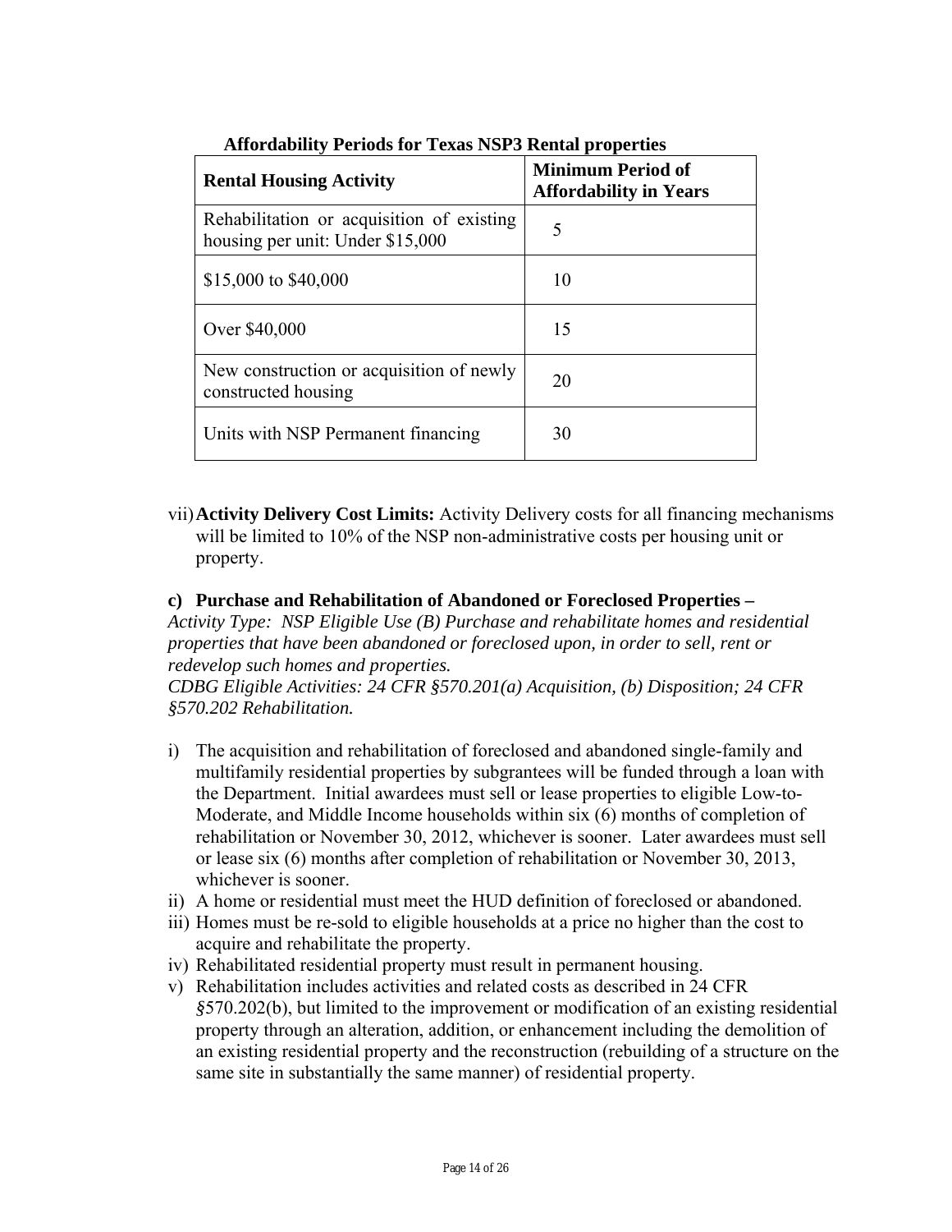**Affordability Periods for Texas NSP3 Rental properties**

| Rental Housing Activity | Minimum Period of Affordability in Years |
|---|---|
| Rehabilitation or acquisition of existing housing per unit: Under $15,000 | 5 |
| $15,000 to $40,000 | 10 |
| Over $40,000 | 15 |
| New construction or acquisition of newly constructed housing | 20 |
| Units with NSP Permanent financing | 30 |

vii) **Activity Delivery Cost Limits:** Activity Delivery costs for all financing mechanisms will be limited to 10% of the NSP non-administrative costs per housing unit or property.

**c) Purchase and Rehabilitation of Abandoned or Foreclosed Properties –**

*Activity Type: NSP Eligible Use (B) Purchase and rehabilitate homes and residential properties that have been abandoned or foreclosed upon, in order to sell, rent or redevelop such homes and properties.*

*CDBG Eligible Activities: 24 CFR §570.201(a) Acquisition, (b) Disposition; 24 CFR §570.202 Rehabilitation.*

i) The acquisition and rehabilitation of foreclosed and abandoned single-family and multifamily residential properties by subgrantees will be funded through a loan with the Department. Initial awardees must sell or lease properties to eligible Low-to-Moderate, and Middle Income households within six (6) months of completion of rehabilitation or November 30, 2012, whichever is sooner. Later awardees must sell or lease six (6) months after completion of rehabilitation or November 30, 2013, whichever is sooner.

ii) A home or residential must meet the HUD definition of foreclosed or abandoned.

iii) Homes must be re-sold to eligible households at a price no higher than the cost to acquire and rehabilitate the property.

iv) Rehabilitated residential property must result in permanent housing.

v) Rehabilitation includes activities and related costs as described in 24 CFR §570.202(b), but limited to the improvement or modification of an existing residential property through an alteration, addition, or enhancement including the demolition of an existing residential property and the reconstruction (rebuilding of a structure on the same site in substantially the same manner) of residential property.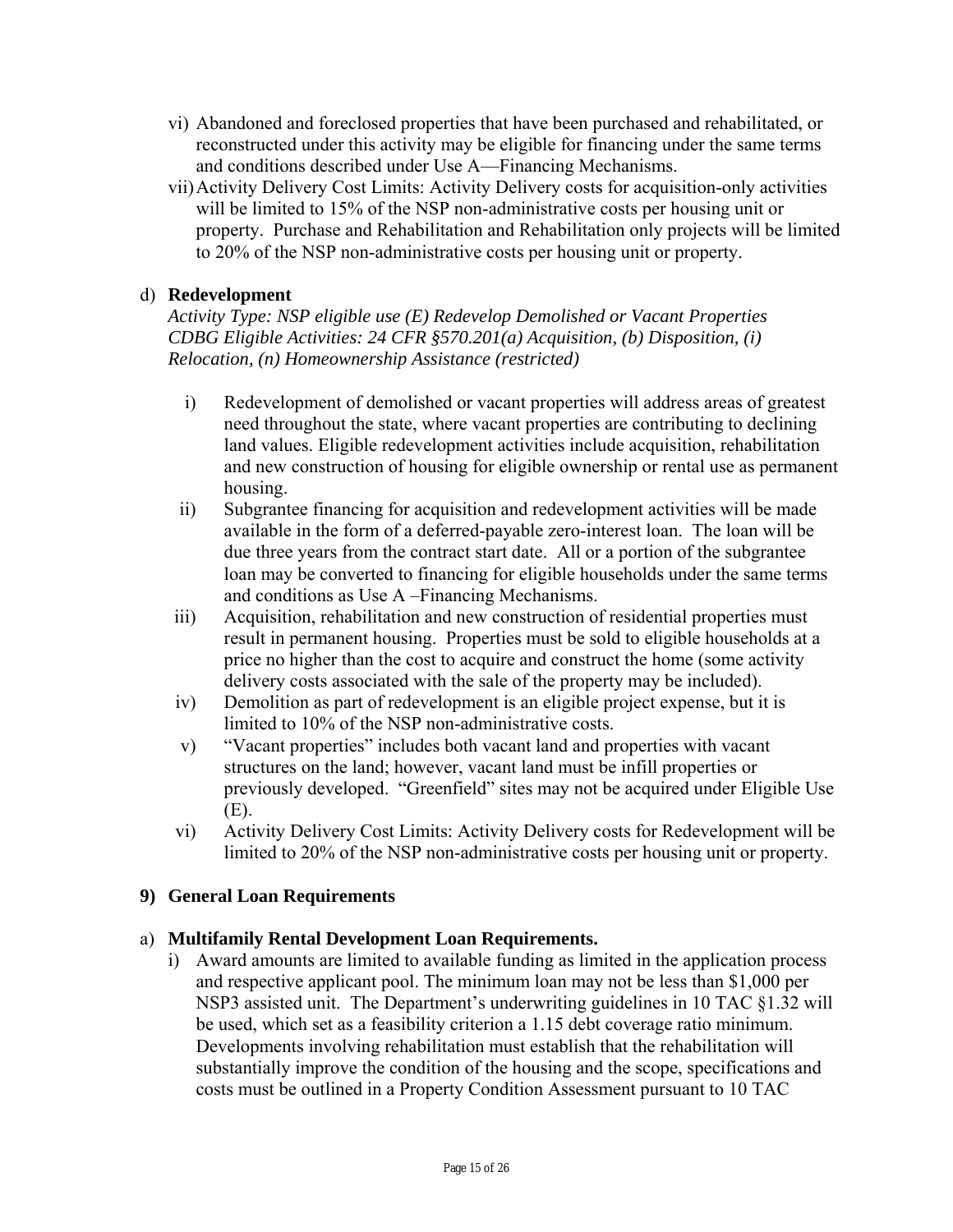vi) Abandoned and foreclosed properties that have been purchased and rehabilitated, or reconstructed under this activity may be eligible for financing under the same terms and conditions described under Use A—Financing Mechanisms.

vii) Activity Delivery Cost Limits: Activity Delivery costs for acquisition-only activities will be limited to 15% of the NSP non-administrative costs per housing unit or property. Purchase and Rehabilitation and Rehabilitation only projects will be limited to 20% of the NSP non-administrative costs per housing unit or property.

d) **Redevelopment**

*Activity Type: NSP eligible use (E) Redevelop Demolished or Vacant Properties*
*CDBG Eligible Activities: 24 CFR §570.201(a) Acquisition, (b) Disposition, (i) Relocation, (n) Homeownership Assistance (restricted)*

i) Redevelopment of demolished or vacant properties will address areas of greatest need throughout the state, where vacant properties are contributing to declining land values. Eligible redevelopment activities include acquisition, rehabilitation and new construction of housing for eligible ownership or rental use as permanent housing.

ii) Subgrantee financing for acquisition and redevelopment activities will be made available in the form of a deferred-payable zero-interest loan. The loan will be due three years from the contract start date. All or a portion of the subgrantee loan may be converted to financing for eligible households under the same terms and conditions as Use A –Financing Mechanisms.

iii) Acquisition, rehabilitation and new construction of residential properties must result in permanent housing. Properties must be sold to eligible households at a price no higher than the cost to acquire and construct the home (some activity delivery costs associated with the sale of the property may be included).

iv) Demolition as part of redevelopment is an eligible project expense, but it is limited to 10% of the NSP non-administrative costs.

v) "Vacant properties" includes both vacant land and properties with vacant structures on the land; however, vacant land must be infill properties or previously developed. "Greenfield" sites may not be acquired under Eligible Use (E).

vi) Activity Delivery Cost Limits: Activity Delivery costs for Redevelopment will be limited to 20% of the NSP non-administrative costs per housing unit or property.

## 9) General Loan Requirements

a) **Multifamily Rental Development Loan Requirements.**

i) Award amounts are limited to available funding as limited in the application process and respective applicant pool. The minimum loan may not be less than $1,000 per NSP3 assisted unit. The Department's underwriting guidelines in 10 TAC §1.32 will be used, which set as a feasibility criterion a 1.15 debt coverage ratio minimum. Developments involving rehabilitation must establish that the rehabilitation will substantially improve the condition of the housing and the scope, specifications and costs must be outlined in a Property Condition Assessment pursuant to 10 TAC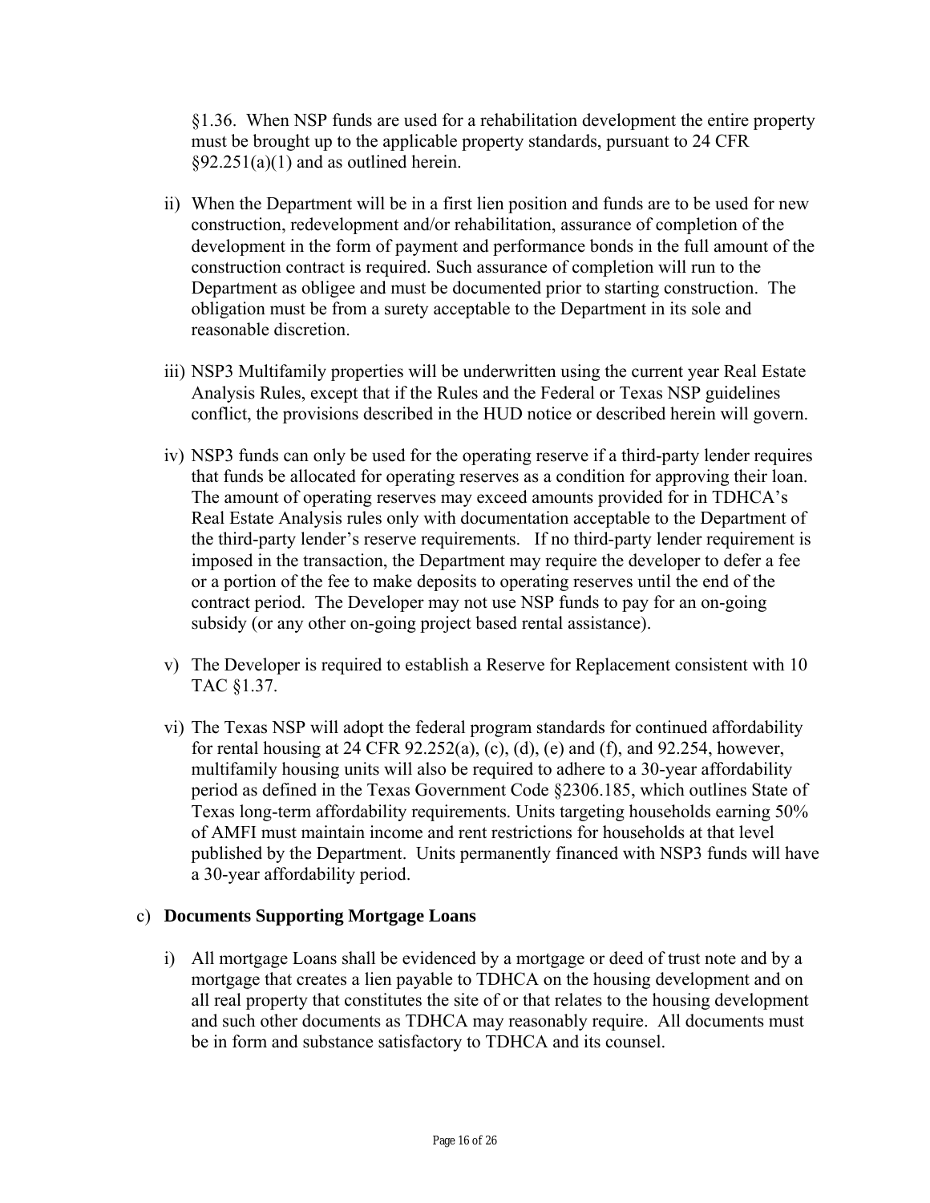§1.36. When NSP funds are used for a rehabilitation development the entire property must be brought up to the applicable property standards, pursuant to 24 CFR §92.251(a)(1) and as outlined herein.

ii) When the Department will be in a first lien position and funds are to be used for new construction, redevelopment and/or rehabilitation, assurance of completion of the development in the form of payment and performance bonds in the full amount of the construction contract is required. Such assurance of completion will run to the Department as obligee and must be documented prior to starting construction. The obligation must be from a surety acceptable to the Department in its sole and reasonable discretion.

iii) NSP3 Multifamily properties will be underwritten using the current year Real Estate Analysis Rules, except that if the Rules and the Federal or Texas NSP guidelines conflict, the provisions described in the HUD notice or described herein will govern.

iv) NSP3 funds can only be used for the operating reserve if a third-party lender requires that funds be allocated for operating reserves as a condition for approving their loan. The amount of operating reserves may exceed amounts provided for in TDHCA's Real Estate Analysis rules only with documentation acceptable to the Department of the third-party lender's reserve requirements. If no third-party lender requirement is imposed in the transaction, the Department may require the developer to defer a fee or a portion of the fee to make deposits to operating reserves until the end of the contract period. The Developer may not use NSP funds to pay for an on-going subsidy (or any other on-going project based rental assistance).

v) The Developer is required to establish a Reserve for Replacement consistent with 10 TAC §1.37.

vi) The Texas NSP will adopt the federal program standards for continued affordability for rental housing at 24 CFR 92.252(a), (c), (d), (e) and (f), and 92.254, however, multifamily housing units will also be required to adhere to a 30-year affordability period as defined in the Texas Government Code §2306.185, which outlines State of Texas long-term affordability requirements. Units targeting households earning 50% of AMFI must maintain income and rent restrictions for households at that level published by the Department. Units permanently financed with NSP3 funds will have a 30-year affordability period.

c) **Documents Supporting Mortgage Loans**

i) All mortgage Loans shall be evidenced by a mortgage or deed of trust note and by a mortgage that creates a lien payable to TDHCA on the housing development and on all real property that constitutes the site of or that relates to the housing development and such other documents as TDHCA may reasonably require. All documents must be in form and substance satisfactory to TDHCA and its counsel.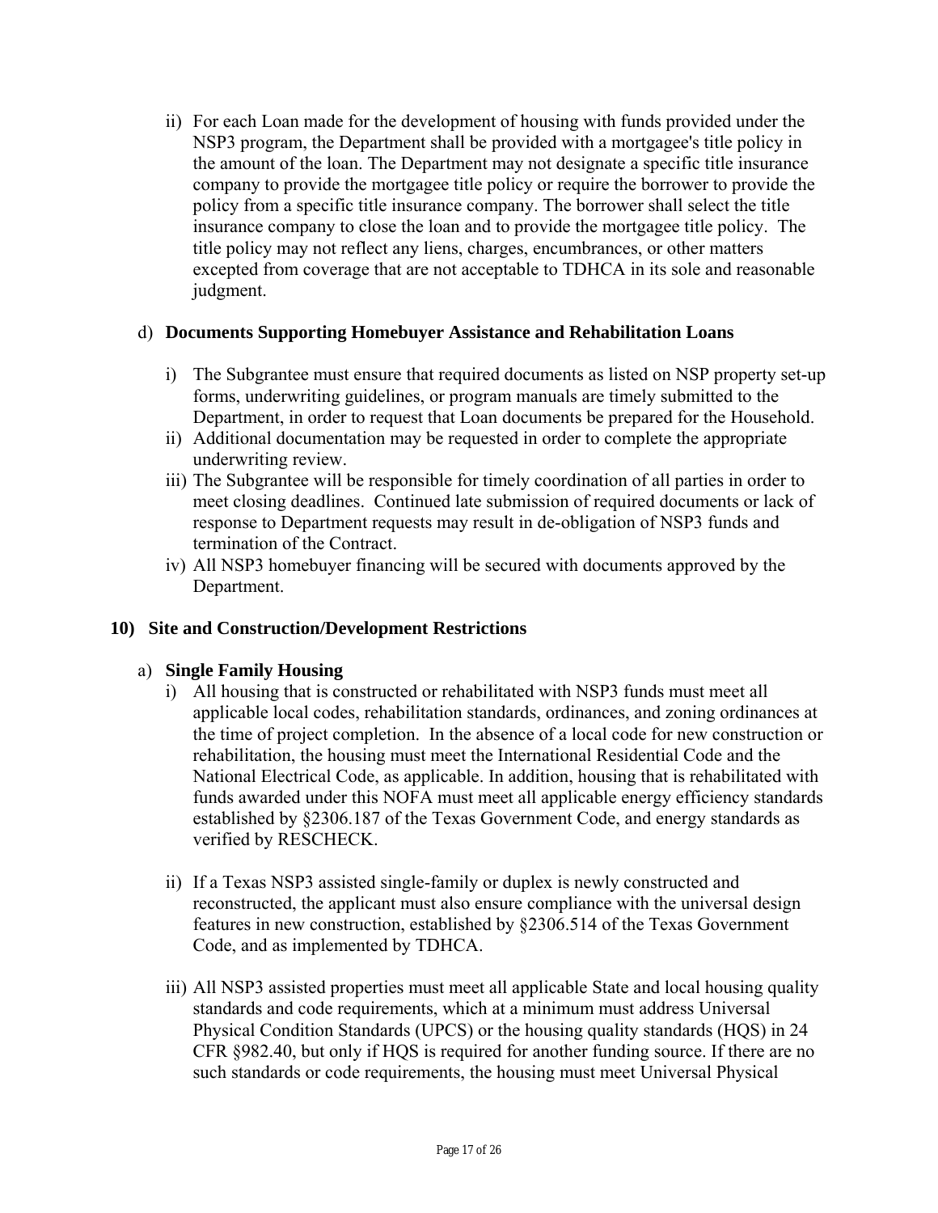ii) For each Loan made for the development of housing with funds provided under the NSP3 program, the Department shall be provided with a mortgagee's title policy in the amount of the loan. The Department may not designate a specific title insurance company to provide the mortgagee title policy or require the borrower to provide the policy from a specific title insurance company. The borrower shall select the title insurance company to close the loan and to provide the mortgagee title policy. The title policy may not reflect any liens, charges, encumbrances, or other matters excepted from coverage that are not acceptable to TDHCA in its sole and reasonable judgment.

d) **Documents Supporting Homebuyer Assistance and Rehabilitation Loans**

i) The Subgrantee must ensure that required documents as listed on NSP property set-up forms, underwriting guidelines, or program manuals are timely submitted to the Department, in order to request that Loan documents be prepared for the Household.
ii) Additional documentation may be requested in order to complete the appropriate underwriting review.
iii) The Subgrantee will be responsible for timely coordination of all parties in order to meet closing deadlines. Continued late submission of required documents or lack of response to Department requests may result in de-obligation of NSP3 funds and termination of the Contract.
iv) All NSP3 homebuyer financing will be secured with documents approved by the Department.

**10) Site and Construction/Development Restrictions**

a) **Single Family Housing**

i) All housing that is constructed or rehabilitated with NSP3 funds must meet all applicable local codes, rehabilitation standards, ordinances, and zoning ordinances at the time of project completion. In the absence of a local code for new construction or rehabilitation, the housing must meet the International Residential Code and the National Electrical Code, as applicable. In addition, housing that is rehabilitated with funds awarded under this NOFA must meet all applicable energy efficiency standards established by §2306.187 of the Texas Government Code, and energy standards as verified by RESCHECK.

ii) If a Texas NSP3 assisted single-family or duplex is newly constructed and reconstructed, the applicant must also ensure compliance with the universal design features in new construction, established by §2306.514 of the Texas Government Code, and as implemented by TDHCA.

iii) All NSP3 assisted properties must meet all applicable State and local housing quality standards and code requirements, which at a minimum must address Universal Physical Condition Standards (UPCS) or the housing quality standards (HQS) in 24 CFR §982.40, but only if HQS is required for another funding source. If there are no such standards or code requirements, the housing must meet Universal Physical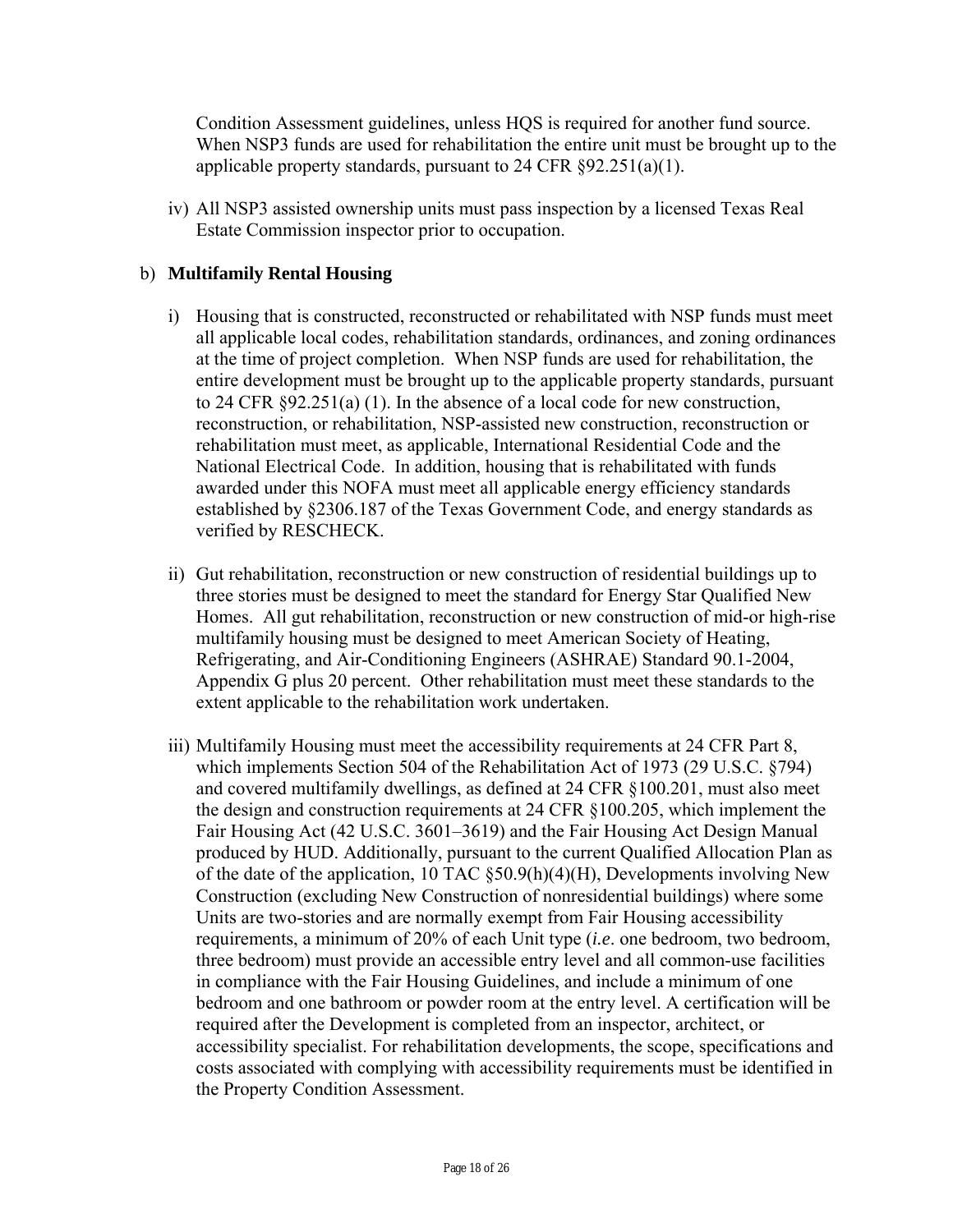Condition Assessment guidelines, unless HQS is required for another fund source. When NSP3 funds are used for rehabilitation the entire unit must be brought up to the applicable property standards, pursuant to 24 CFR §92.251(a)(1).

iv) All NSP3 assisted ownership units must pass inspection by a licensed Texas Real Estate Commission inspector prior to occupation.

b) **Multifamily Rental Housing**

i) Housing that is constructed, reconstructed or rehabilitated with NSP funds must meet all applicable local codes, rehabilitation standards, ordinances, and zoning ordinances at the time of project completion. When NSP funds are used for rehabilitation, the entire development must be brought up to the applicable property standards, pursuant to 24 CFR §92.251(a) (1). In the absence of a local code for new construction, reconstruction, or rehabilitation, NSP-assisted new construction, reconstruction or rehabilitation must meet, as applicable, International Residential Code and the National Electrical Code. In addition, housing that is rehabilitated with funds awarded under this NOFA must meet all applicable energy efficiency standards established by §2306.187 of the Texas Government Code, and energy standards as verified by RESCHECK.

ii) Gut rehabilitation, reconstruction or new construction of residential buildings up to three stories must be designed to meet the standard for Energy Star Qualified New Homes. All gut rehabilitation, reconstruction or new construction of mid-or high-rise multifamily housing must be designed to meet American Society of Heating, Refrigerating, and Air-Conditioning Engineers (ASHRAE) Standard 90.1-2004, Appendix G plus 20 percent. Other rehabilitation must meet these standards to the extent applicable to the rehabilitation work undertaken.

iii) Multifamily Housing must meet the accessibility requirements at 24 CFR Part 8, which implements Section 504 of the Rehabilitation Act of 1973 (29 U.S.C. §794) and covered multifamily dwellings, as defined at 24 CFR §100.201, must also meet the design and construction requirements at 24 CFR §100.205, which implement the Fair Housing Act (42 U.S.C. 3601–3619) and the Fair Housing Act Design Manual produced by HUD. Additionally, pursuant to the current Qualified Allocation Plan as of the date of the application, 10 TAC §50.9(h)(4)(H), Developments involving New Construction (excluding New Construction of nonresidential buildings) where some Units are two-stories and are normally exempt from Fair Housing accessibility requirements, a minimum of 20% of each Unit type (*i.e*. one bedroom, two bedroom, three bedroom) must provide an accessible entry level and all common-use facilities in compliance with the Fair Housing Guidelines, and include a minimum of one bedroom and one bathroom or powder room at the entry level. A certification will be required after the Development is completed from an inspector, architect, or accessibility specialist. For rehabilitation developments, the scope, specifications and costs associated with complying with accessibility requirements must be identified in the Property Condition Assessment.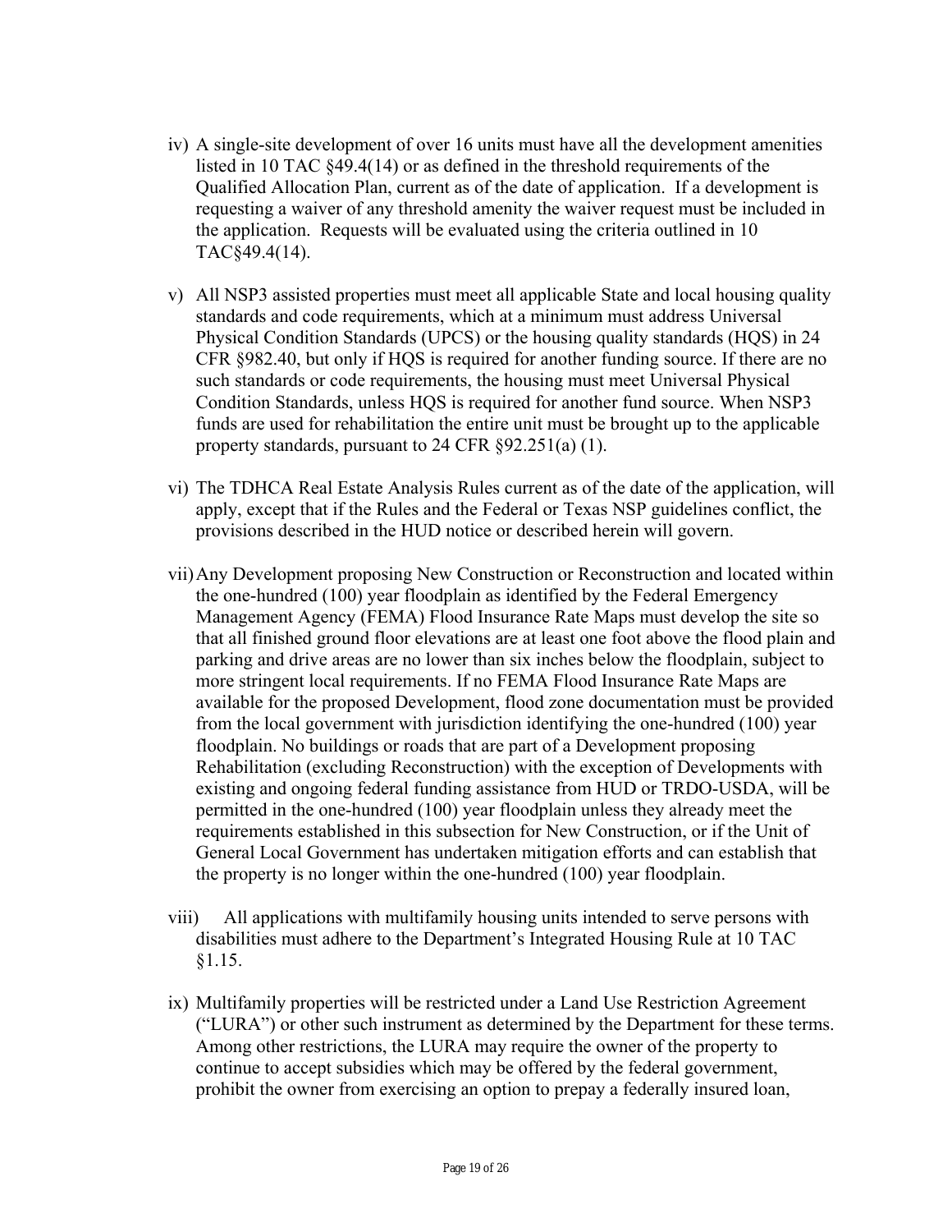iv) A single-site development of over 16 units must have all the development amenities listed in 10 TAC §49.4(14) or as defined in the threshold requirements of the Qualified Allocation Plan, current as of the date of application. If a development is requesting a waiver of any threshold amenity the waiver request must be included in the application. Requests will be evaluated using the criteria outlined in 10 TAC§49.4(14).

v) All NSP3 assisted properties must meet all applicable State and local housing quality standards and code requirements, which at a minimum must address Universal Physical Condition Standards (UPCS) or the housing quality standards (HQS) in 24 CFR §982.40, but only if HQS is required for another funding source. If there are no such standards or code requirements, the housing must meet Universal Physical Condition Standards, unless HQS is required for another fund source. When NSP3 funds are used for rehabilitation the entire unit must be brought up to the applicable property standards, pursuant to 24 CFR §92.251(a) (1).

vi) The TDHCA Real Estate Analysis Rules current as of the date of the application, will apply, except that if the Rules and the Federal or Texas NSP guidelines conflict, the provisions described in the HUD notice or described herein will govern.

vii) Any Development proposing New Construction or Reconstruction and located within the one-hundred (100) year floodplain as identified by the Federal Emergency Management Agency (FEMA) Flood Insurance Rate Maps must develop the site so that all finished ground floor elevations are at least one foot above the flood plain and parking and drive areas are no lower than six inches below the floodplain, subject to more stringent local requirements. If no FEMA Flood Insurance Rate Maps are available for the proposed Development, flood zone documentation must be provided from the local government with jurisdiction identifying the one-hundred (100) year floodplain. No buildings or roads that are part of a Development proposing Rehabilitation (excluding Reconstruction) with the exception of Developments with existing and ongoing federal funding assistance from HUD or TRDO-USDA, will be permitted in the one-hundred (100) year floodplain unless they already meet the requirements established in this subsection for New Construction, or if the Unit of General Local Government has undertaken mitigation efforts and can establish that the property is no longer within the one-hundred (100) year floodplain.

viii) All applications with multifamily housing units intended to serve persons with disabilities must adhere to the Department's Integrated Housing Rule at 10 TAC §1.15.

ix) Multifamily properties will be restricted under a Land Use Restriction Agreement ("LURA") or other such instrument as determined by the Department for these terms. Among other restrictions, the LURA may require the owner of the property to continue to accept subsidies which may be offered by the federal government, prohibit the owner from exercising an option to prepay a federally insured loan,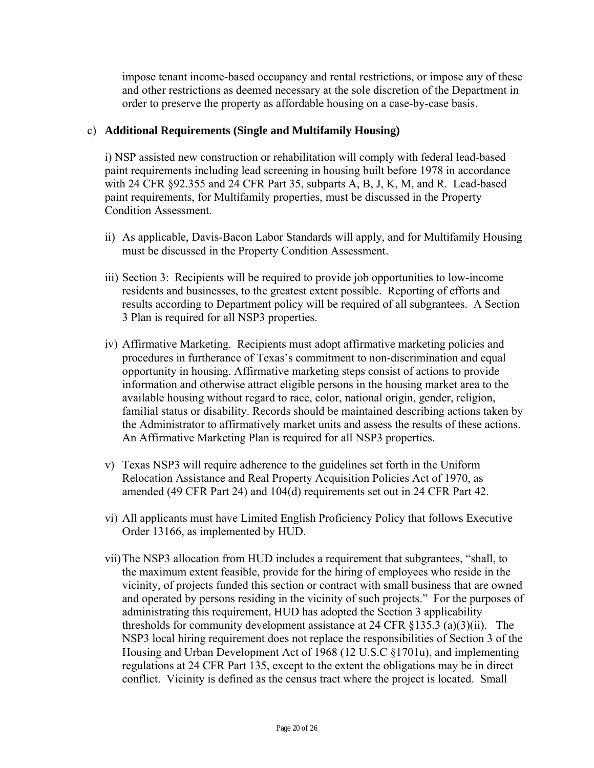impose tenant income-based occupancy and rental restrictions, or impose any of these and other restrictions as deemed necessary at the sole discretion of the Department in order to preserve the property as affordable housing on a case-by-case basis.

c) **Additional Requirements (Single and Multifamily Housing)**

i) NSP assisted new construction or rehabilitation will comply with federal lead-based paint requirements including lead screening in housing built before 1978 in accordance with 24 CFR §92.355 and 24 CFR Part 35, subparts A, B, J, K, M, and R. Lead-based paint requirements, for Multifamily properties, must be discussed in the Property Condition Assessment.

ii) As applicable, Davis-Bacon Labor Standards will apply, and for Multifamily Housing must be discussed in the Property Condition Assessment.

iii) Section 3: Recipients will be required to provide job opportunities to low-income residents and businesses, to the greatest extent possible. Reporting of efforts and results according to Department policy will be required of all subgrantees. A Section 3 Plan is required for all NSP3 properties.

iv) Affirmative Marketing. Recipients must adopt affirmative marketing policies and procedures in furtherance of Texas's commitment to non-discrimination and equal opportunity in housing. Affirmative marketing steps consist of actions to provide information and otherwise attract eligible persons in the housing market area to the available housing without regard to race, color, national origin, gender, religion, familial status or disability. Records should be maintained describing actions taken by the Administrator to affirmatively market units and assess the results of these actions. An Affirmative Marketing Plan is required for all NSP3 properties.

v) Texas NSP3 will require adherence to the guidelines set forth in the Uniform Relocation Assistance and Real Property Acquisition Policies Act of 1970, as amended (49 CFR Part 24) and 104(d) requirements set out in 24 CFR Part 42.

vi) All applicants must have Limited English Proficiency Policy that follows Executive Order 13166, as implemented by HUD.

vii) The NSP3 allocation from HUD includes a requirement that subgrantees, "shall, to the maximum extent feasible, provide for the hiring of employees who reside in the vicinity, of projects funded this section or contract with small business that are owned and operated by persons residing in the vicinity of such projects." For the purposes of administrating this requirement, HUD has adopted the Section 3 applicability thresholds for community development assistance at 24 CFR §135.3 (a)(3)(ii). The NSP3 local hiring requirement does not replace the responsibilities of Section 3 of the Housing and Urban Development Act of 1968 (12 U.S.C §1701u), and implementing regulations at 24 CFR Part 135, except to the extent the obligations may be in direct conflict. Vicinity is defined as the census tract where the project is located. Small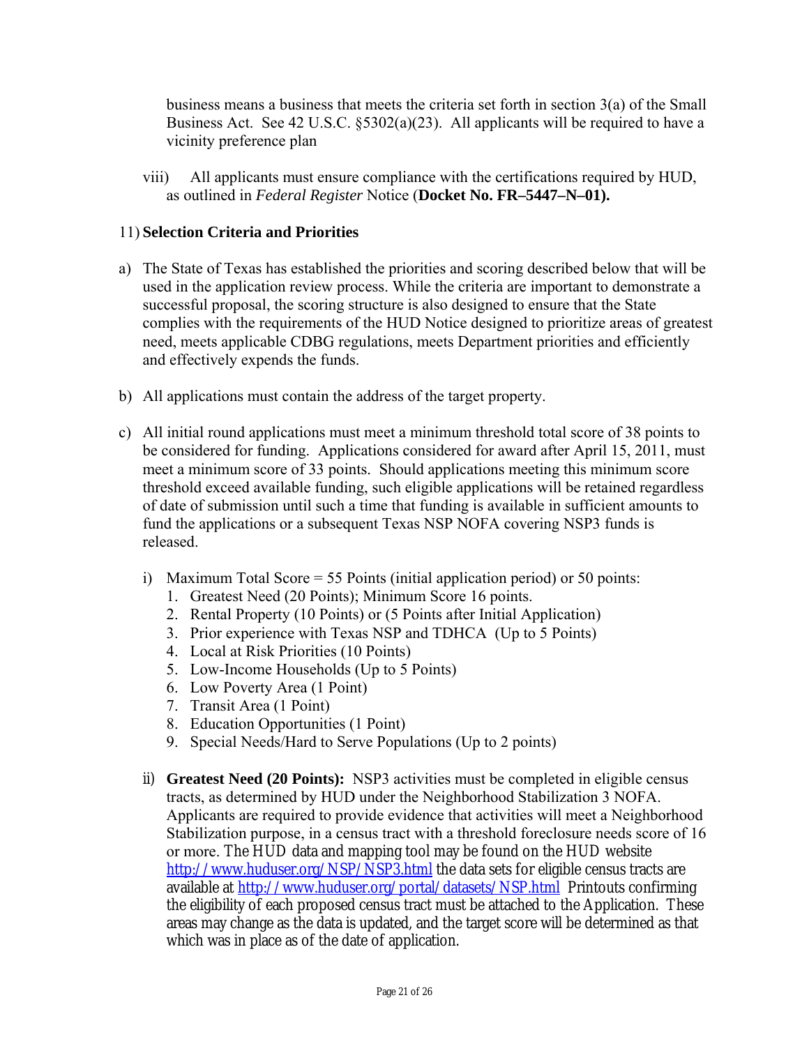business means a business that meets the criteria set forth in section 3(a) of the Small Business Act. See 42 U.S.C. §5302(a)(23). All applicants will be required to have a vicinity preference plan

viii) All applicants must ensure compliance with the certifications required by HUD, as outlined in *Federal Register* Notice (**Docket No. FR–5447–N–01).**

11) **Selection Criteria and Priorities**

a) The State of Texas has established the priorities and scoring described below that will be used in the application review process. While the criteria are important to demonstrate a successful proposal, the scoring structure is also designed to ensure that the State complies with the requirements of the HUD Notice designed to prioritize areas of greatest need, meets applicable CDBG regulations, meets Department priorities and efficiently and effectively expends the funds.

b) All applications must contain the address of the target property.

c) All initial round applications must meet a minimum threshold total score of 38 points to be considered for funding. Applications considered for award after April 15, 2011, must meet a minimum score of 33 points. Should applications meeting this minimum score threshold exceed available funding, such eligible applications will be retained regardless of date of submission until such a time that funding is available in sufficient amounts to fund the applications or a subsequent Texas NSP NOFA covering NSP3 funds is released.

i) Maximum Total Score = 55 Points (initial application period) or 50 points:
   1. Greatest Need (20 Points); Minimum Score 16 points.
   2. Rental Property (10 Points) or (5 Points after Initial Application)
   3. Prior experience with Texas NSP and TDHCA (Up to 5 Points)
   4. Local at Risk Priorities (10 Points)
   5. Low-Income Households (Up to 5 Points)
   6. Low Poverty Area (1 Point)
   7. Transit Area (1 Point)
   8. Education Opportunities (1 Point)
   9. Special Needs/Hard to Serve Populations (Up to 2 points)

ii) **Greatest Need (20 Points):** NSP3 activities must be completed in eligible census tracts, as determined by HUD under the Neighborhood Stabilization 3 NOFA. Applicants are required to provide evidence that activities will meet a Neighborhood Stabilization purpose, in a census tract with a threshold foreclosure needs score of 16 or more. The HUD data and mapping tool may be found on the HUD website http://www.huduser.org/NSP/NSP3.html the data sets for eligible census tracts are available at http://www.huduser.org/portal/datasets/NSP.html Printouts confirming the eligibility of each proposed census tract must be attached to the Application. These areas may change as the data is updated, and the target score will be determined as that which was in place as of the date of application.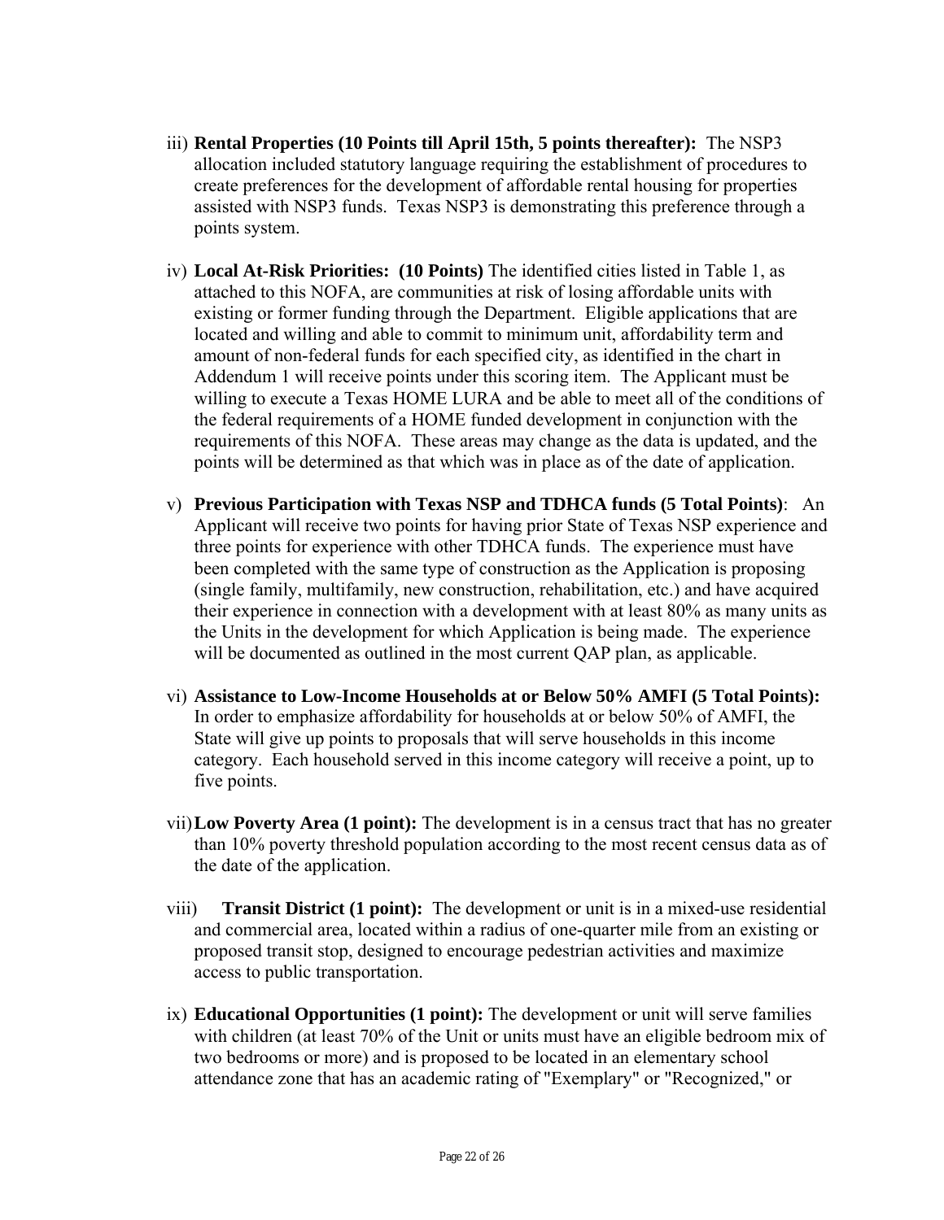iii) **Rental Properties (10 Points till April 15th, 5 points thereafter):** The NSP3 allocation included statutory language requiring the establishment of procedures to create preferences for the development of affordable rental housing for properties assisted with NSP3 funds. Texas NSP3 is demonstrating this preference through a points system.

iv) **Local At-Risk Priorities: (10 Points)** The identified cities listed in Table 1, as attached to this NOFA, are communities at risk of losing affordable units with existing or former funding through the Department. Eligible applications that are located and willing and able to commit to minimum unit, affordability term and amount of non-federal funds for each specified city, as identified in the chart in Addendum 1 will receive points under this scoring item. The Applicant must be willing to execute a Texas HOME LURA and be able to meet all of the conditions of the federal requirements of a HOME funded development in conjunction with the requirements of this NOFA. These areas may change as the data is updated, and the points will be determined as that which was in place as of the date of application.

v) **Previous Participation with Texas NSP and TDHCA funds (5 Total Points)**: An Applicant will receive two points for having prior State of Texas NSP experience and three points for experience with other TDHCA funds. The experience must have been completed with the same type of construction as the Application is proposing (single family, multifamily, new construction, rehabilitation, etc.) and have acquired their experience in connection with a development with at least 80% as many units as the Units in the development for which Application is being made. The experience will be documented as outlined in the most current QAP plan, as applicable.

vi) **Assistance to Low-Income Households at or Below 50% AMFI (5 Total Points):** In order to emphasize affordability for households at or below 50% of AMFI, the State will give up points to proposals that will serve households in this income category. Each household served in this income category will receive a point, up to five points.

vii) **Low Poverty Area (1 point):** The development is in a census tract that has no greater than 10% poverty threshold population according to the most recent census data as of the date of the application.

viii) **Transit District (1 point):** The development or unit is in a mixed-use residential and commercial area, located within a radius of one-quarter mile from an existing or proposed transit stop, designed to encourage pedestrian activities and maximize access to public transportation.

ix) **Educational Opportunities (1 point):** The development or unit will serve families with children (at least 70% of the Unit or units must have an eligible bedroom mix of two bedrooms or more) and is proposed to be located in an elementary school attendance zone that has an academic rating of "Exemplary" or "Recognized," or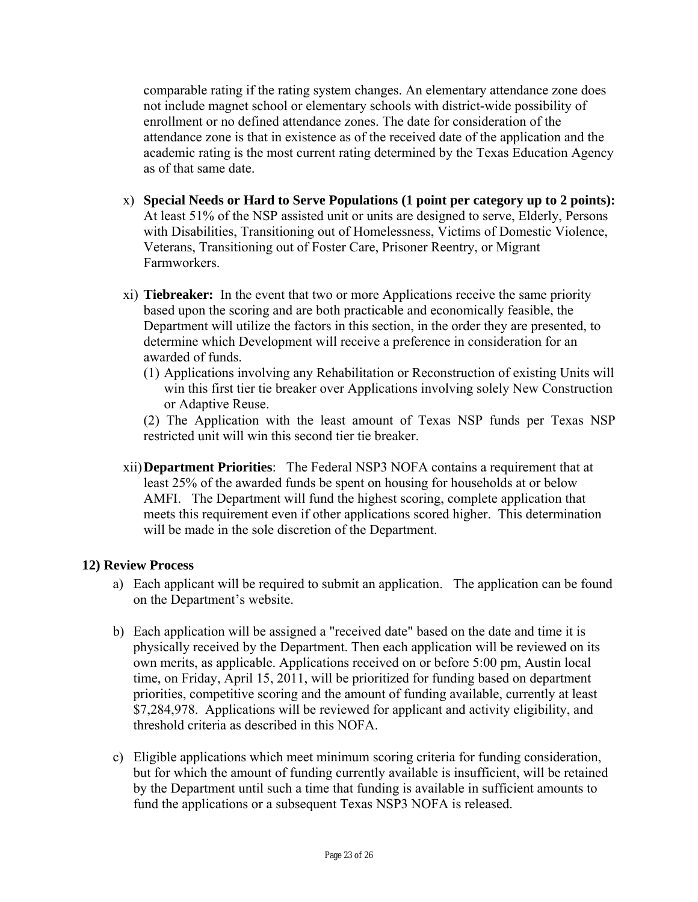comparable rating if the rating system changes. An elementary attendance zone does not include magnet school or elementary schools with district-wide possibility of enrollment or no defined attendance zones. The date for consideration of the attendance zone is that in existence as of the received date of the application and the academic rating is the most current rating determined by the Texas Education Agency as of that same date.

x) **Special Needs or Hard to Serve Populations (1 point per category up to 2 points):** At least 51% of the NSP assisted unit or units are designed to serve, Elderly, Persons with Disabilities, Transitioning out of Homelessness, Victims of Domestic Violence, Veterans, Transitioning out of Foster Care, Prisoner Reentry, or Migrant Farmworkers.

xi) **Tiebreaker:** In the event that two or more Applications receive the same priority based upon the scoring and are both practicable and economically feasible, the Department will utilize the factors in this section, in the order they are presented, to determine which Development will receive a preference in consideration for an awarded of funds.

(1) Applications involving any Rehabilitation or Reconstruction of existing Units will win this first tier tie breaker over Applications involving solely New Construction or Adaptive Reuse.

(2) The Application with the least amount of Texas NSP funds per Texas NSP restricted unit will win this second tier tie breaker.

xii) **Department Priorities**: The Federal NSP3 NOFA contains a requirement that at least 25% of the awarded funds be spent on housing for households at or below AMFI. The Department will fund the highest scoring, complete application that meets this requirement even if other applications scored higher. This determination will be made in the sole discretion of the Department.

## 12) Review Process

a) Each applicant will be required to submit an application. The application can be found on the Department's website.

b) Each application will be assigned a "received date" based on the date and time it is physically received by the Department. Then each application will be reviewed on its own merits, as applicable. Applications received on or before 5:00 pm, Austin local time, on Friday, April 15, 2011, will be prioritized for funding based on department priorities, competitive scoring and the amount of funding available, currently at least $7,284,978. Applications will be reviewed for applicant and activity eligibility, and threshold criteria as described in this NOFA.

c) Eligible applications which meet minimum scoring criteria for funding consideration, but for which the amount of funding currently available is insufficient, will be retained by the Department until such a time that funding is available in sufficient amounts to fund the applications or a subsequent Texas NSP3 NOFA is released.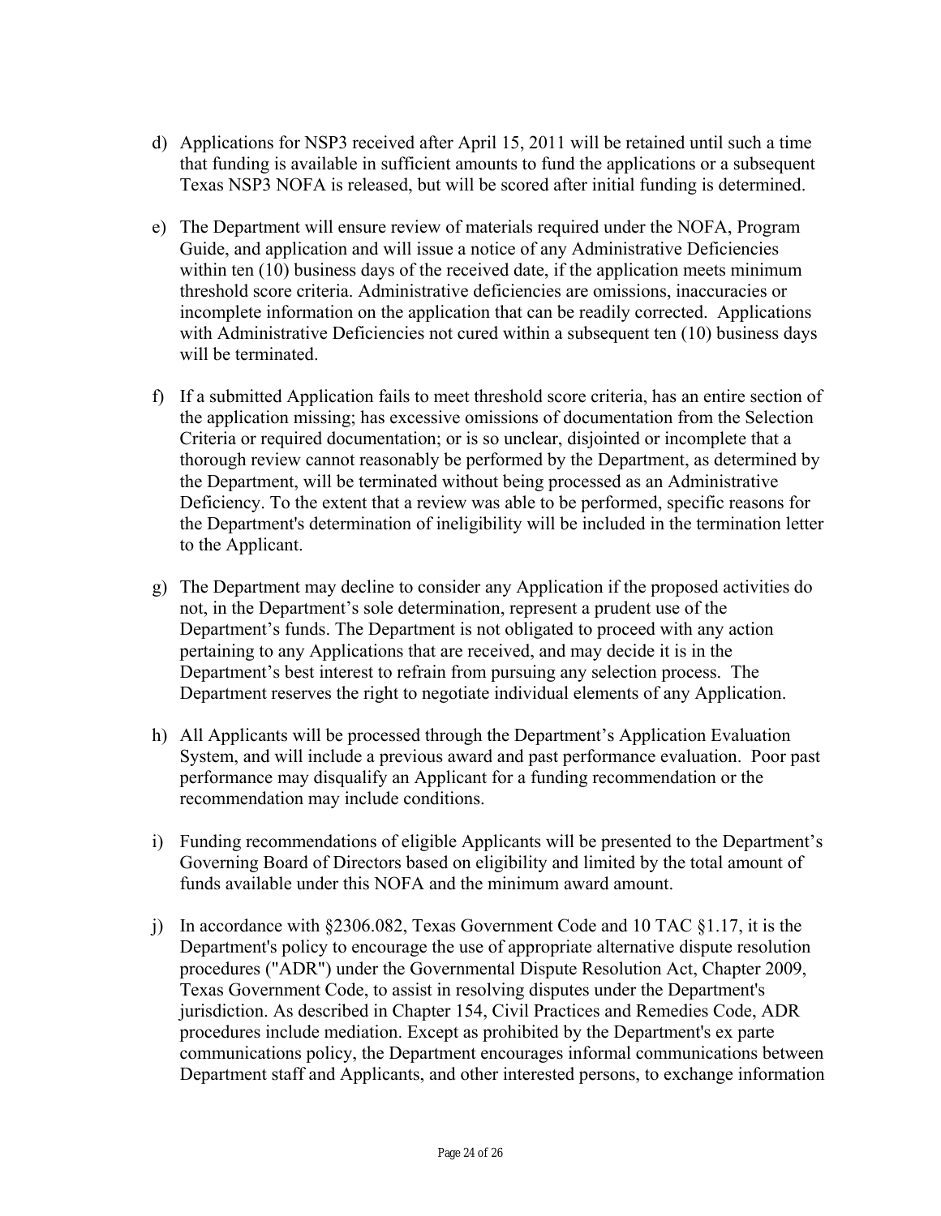d) Applications for NSP3 received after April 15, 2011 will be retained until such a time that funding is available in sufficient amounts to fund the applications or a subsequent Texas NSP3 NOFA is released, but will be scored after initial funding is determined.

e) The Department will ensure review of materials required under the NOFA, Program Guide, and application and will issue a notice of any Administrative Deficiencies within ten (10) business days of the received date, if the application meets minimum threshold score criteria. Administrative deficiencies are omissions, inaccuracies or incomplete information on the application that can be readily corrected. Applications with Administrative Deficiencies not cured within a subsequent ten (10) business days will be terminated.

f) If a submitted Application fails to meet threshold score criteria, has an entire section of the application missing; has excessive omissions of documentation from the Selection Criteria or required documentation; or is so unclear, disjointed or incomplete that a thorough review cannot reasonably be performed by the Department, as determined by the Department, will be terminated without being processed as an Administrative Deficiency. To the extent that a review was able to be performed, specific reasons for the Department's determination of ineligibility will be included in the termination letter to the Applicant.

g) The Department may decline to consider any Application if the proposed activities do not, in the Department's sole determination, represent a prudent use of the Department's funds. The Department is not obligated to proceed with any action pertaining to any Applications that are received, and may decide it is in the Department's best interest to refrain from pursuing any selection process. The Department reserves the right to negotiate individual elements of any Application.

h) All Applicants will be processed through the Department's Application Evaluation System, and will include a previous award and past performance evaluation. Poor past performance may disqualify an Applicant for a funding recommendation or the recommendation may include conditions.

i) Funding recommendations of eligible Applicants will be presented to the Department's Governing Board of Directors based on eligibility and limited by the total amount of funds available under this NOFA and the minimum award amount.

j) In accordance with §2306.082, Texas Government Code and 10 TAC §1.17, it is the Department's policy to encourage the use of appropriate alternative dispute resolution procedures ("ADR") under the Governmental Dispute Resolution Act, Chapter 2009, Texas Government Code, to assist in resolving disputes under the Department's jurisdiction. As described in Chapter 154, Civil Practices and Remedies Code, ADR procedures include mediation. Except as prohibited by the Department's ex parte communications policy, the Department encourages informal communications between Department staff and Applicants, and other interested persons, to exchange information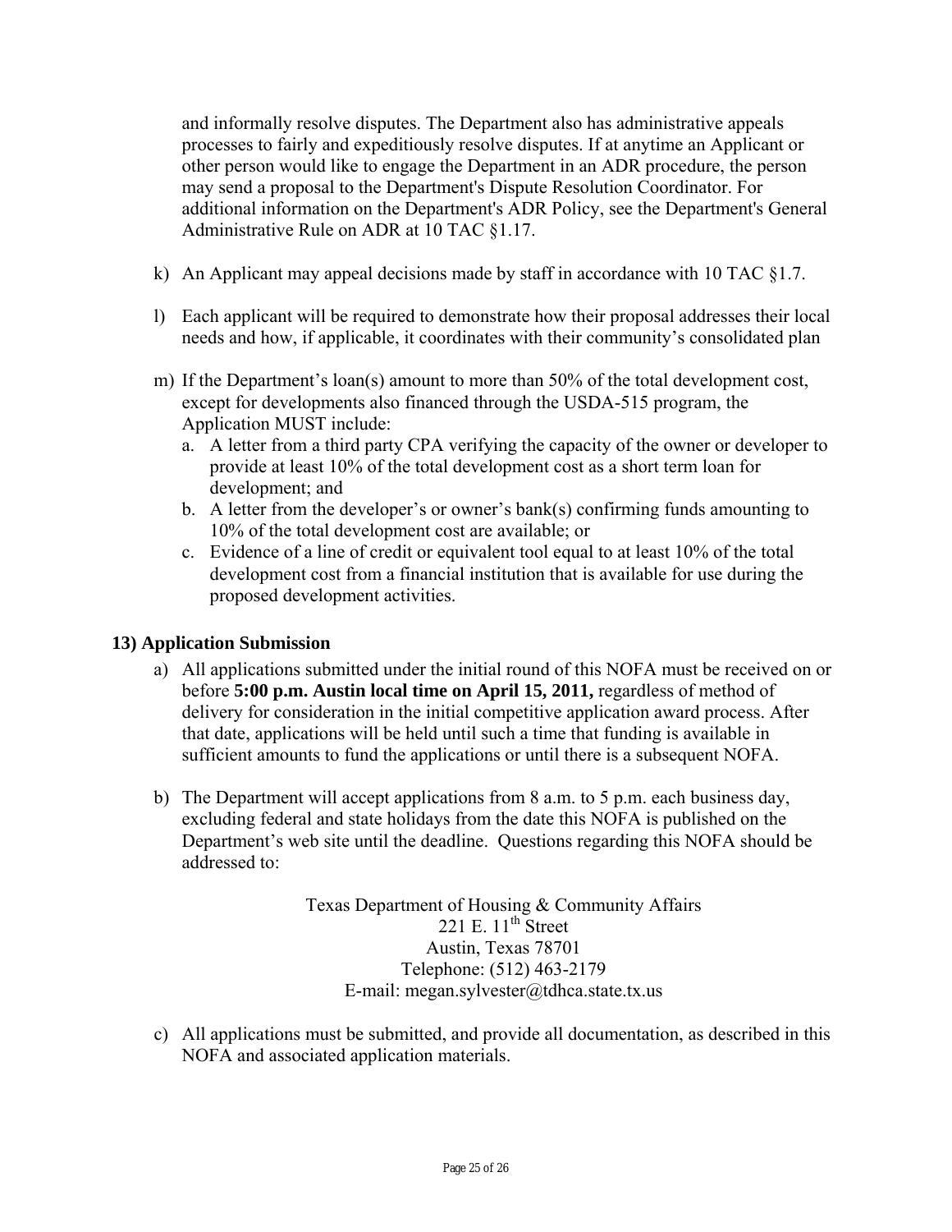and informally resolve disputes. The Department also has administrative appeals processes to fairly and expeditiously resolve disputes. If at anytime an Applicant or other person would like to engage the Department in an ADR procedure, the person may send a proposal to the Department's Dispute Resolution Coordinator. For additional information on the Department's ADR Policy, see the Department's General Administrative Rule on ADR at 10 TAC §1.17.

k) An Applicant may appeal decisions made by staff in accordance with 10 TAC §1.7.

l) Each applicant will be required to demonstrate how their proposal addresses their local needs and how, if applicable, it coordinates with their community's consolidated plan

m) If the Department's loan(s) amount to more than 50% of the total development cost, except for developments also financed through the USDA-515 program, the Application MUST include:
   a. A letter from a third party CPA verifying the capacity of the owner or developer to provide at least 10% of the total development cost as a short term loan for development; and
   b. A letter from the developer's or owner's bank(s) confirming funds amounting to 10% of the total development cost are available; or
   c. Evidence of a line of credit or equivalent tool equal to at least 10% of the total development cost from a financial institution that is available for use during the proposed development activities.

### 13) Application Submission

a) All applications submitted under the initial round of this NOFA must be received on or before **5:00 p.m. Austin local time on April 15, 2011,** regardless of method of delivery for consideration in the initial competitive application award process. After that date, applications will be held until such a time that funding is available in sufficient amounts to fund the applications or until there is a subsequent NOFA.

b) The Department will accept applications from 8 a.m. to 5 p.m. each business day, excluding federal and state holidays from the date this NOFA is published on the Department's web site until the deadline. Questions regarding this NOFA should be addressed to:

   Texas Department of Housing & Community Affairs
   221 E. 11th Street
   Austin, Texas 78701
   Telephone: (512) 463-2179
   E-mail: megan.sylvester@tdhca.state.tx.us

c) All applications must be submitted, and provide all documentation, as described in this NOFA and associated application materials.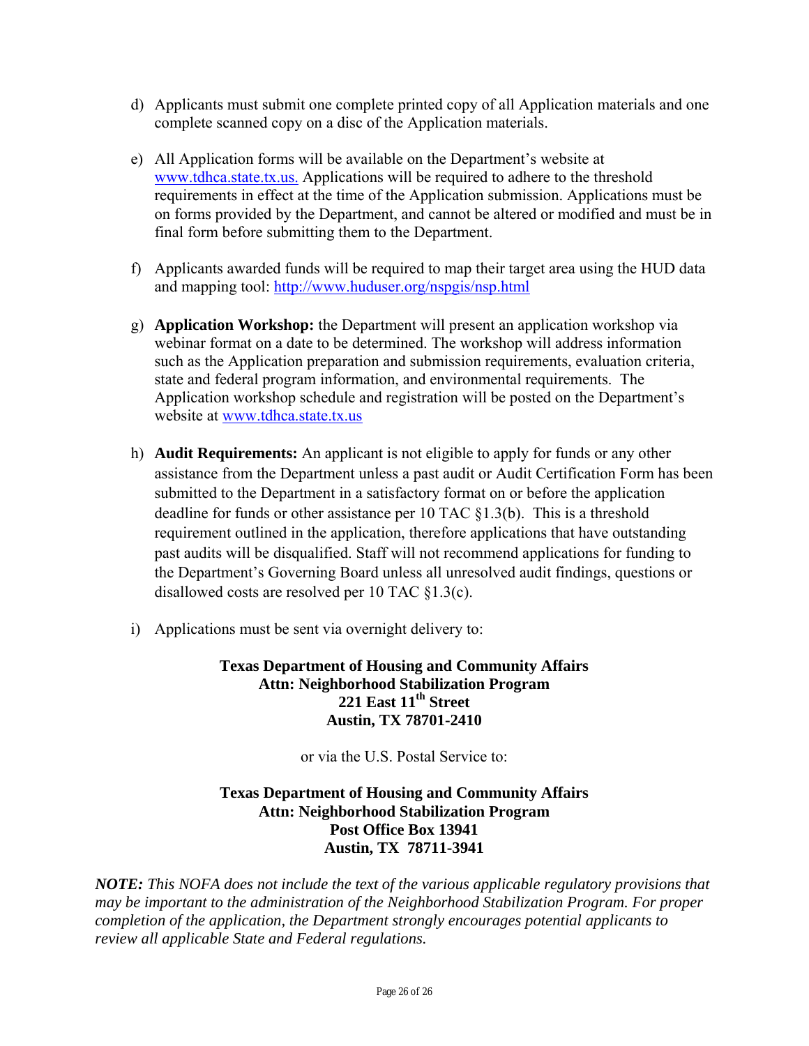d) Applicants must submit one complete printed copy of all Application materials and one complete scanned copy on a disc of the Application materials.

e) All Application forms will be available on the Department's website at www.tdhca.state.tx.us. Applications will be required to adhere to the threshold requirements in effect at the time of the Application submission. Applications must be on forms provided by the Department, and cannot be altered or modified and must be in final form before submitting them to the Department.

f) Applicants awarded funds will be required to map their target area using the HUD data and mapping tool: http://www.huduser.org/nspgis/nsp.html

g) **Application Workshop:** the Department will present an application workshop via webinar format on a date to be determined. The workshop will address information such as the Application preparation and submission requirements, evaluation criteria, state and federal program information, and environmental requirements. The Application workshop schedule and registration will be posted on the Department's website at www.tdhca.state.tx.us

h) **Audit Requirements:** An applicant is not eligible to apply for funds or any other assistance from the Department unless a past audit or Audit Certification Form has been submitted to the Department in a satisfactory format on or before the application deadline for funds or other assistance per 10 TAC §1.3(b). This is a threshold requirement outlined in the application, therefore applications that have outstanding past audits will be disqualified. Staff will not recommend applications for funding to the Department's Governing Board unless all unresolved audit findings, questions or disallowed costs are resolved per 10 TAC §1.3(c).

i) Applications must be sent via overnight delivery to:

**Texas Department of Housing and Community Affairs**
**Attn: Neighborhood Stabilization Program**
**221 East 11th Street**
**Austin, TX 78701-2410**

or via the U.S. Postal Service to:

**Texas Department of Housing and Community Affairs**
**Attn: Neighborhood Stabilization Program**
**Post Office Box 13941**
**Austin, TX 78711-3941**

***NOTE:*** *This NOFA does not include the text of the various applicable regulatory provisions that may be important to the administration of the Neighborhood Stabilization Program. For proper completion of the application, the Department strongly encourages potential applicants to review all applicable State and Federal regulations.*